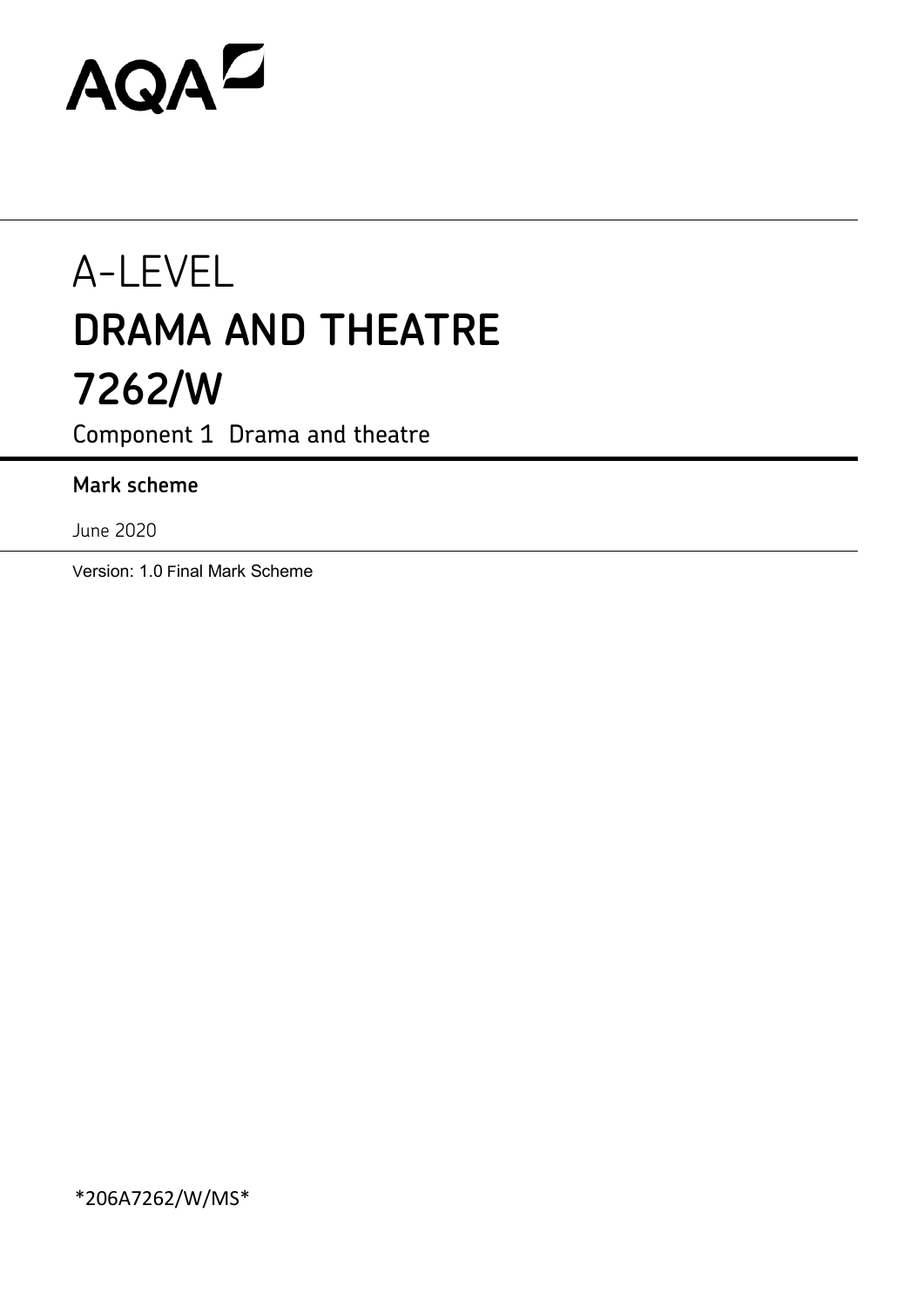AQA

# A-LEVEL

# DRAMA AND THEATRE

# 7262/W

Component 1 Drama and theatre

**Mark scheme**

June 2020

Version: 1.0 Final Mark Scheme

*206A7262/W/MS*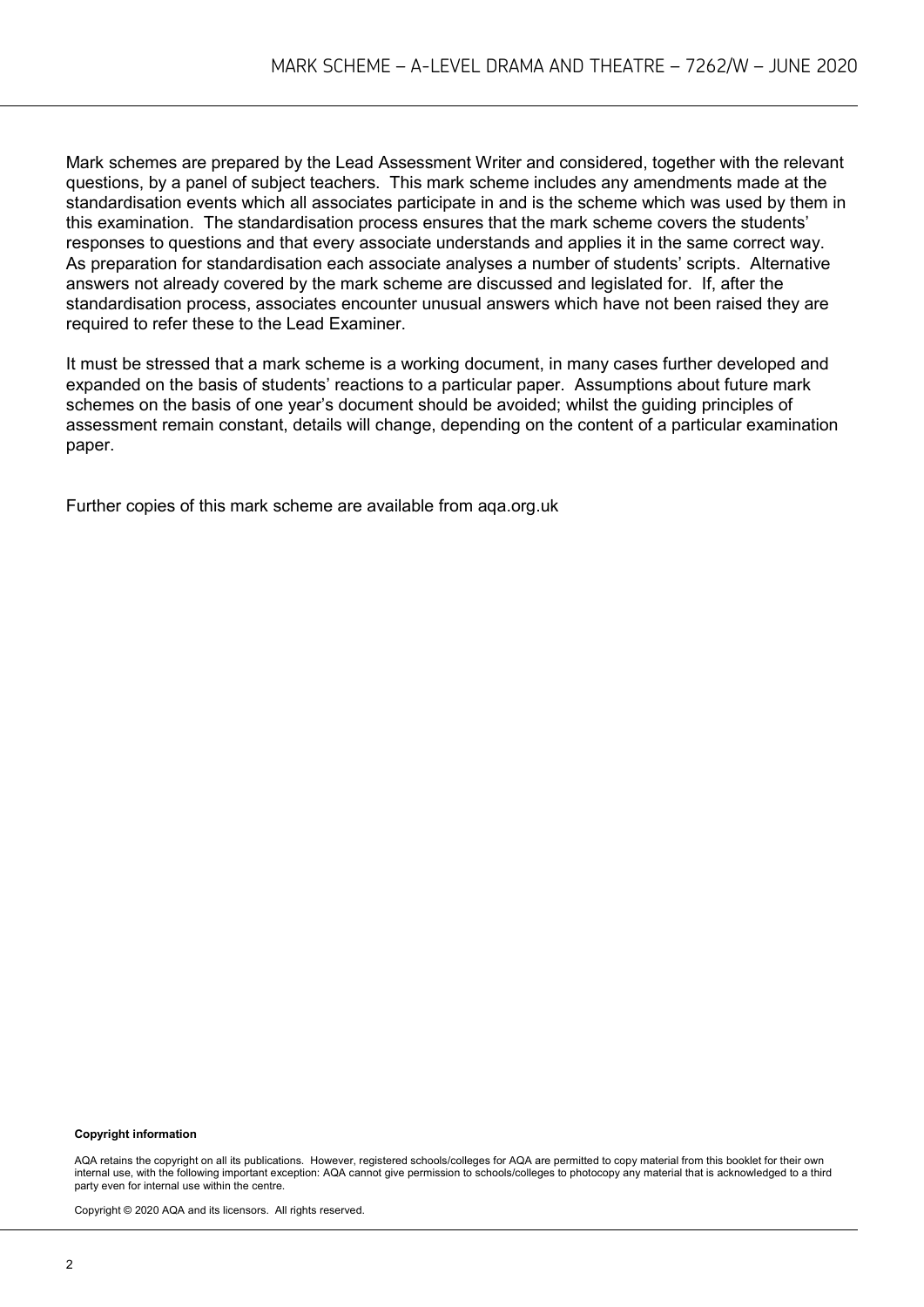Mark schemes are prepared by the Lead Assessment Writer and considered, together with the relevant questions, by a panel of subject teachers. This mark scheme includes any amendments made at the standardisation events which all associates participate in and is the scheme which was used by them in this examination. The standardisation process ensures that the mark scheme covers the students' responses to questions and that every associate understands and applies it in the same correct way. As preparation for standardisation each associate analyses a number of students' scripts. Alternative answers not already covered by the mark scheme are discussed and legislated for. If, after the standardisation process, associates encounter unusual answers which have not been raised they are required to refer these to the Lead Examiner.

It must be stressed that a mark scheme is a working document, in many cases further developed and expanded on the basis of students' reactions to a particular paper. Assumptions about future mark schemes on the basis of one year's document should be avoided; whilst the guiding principles of assessment remain constant, details will change, depending on the content of a particular examination paper.

Further copies of this mark scheme are available from aqa.org.uk

**Copyright information**

AQA retains the copyright on all its publications. However, registered schools/colleges for AQA are permitted to copy material from this booklet for their own internal use, with the following important exception: AQA cannot give permission to schools/colleges to photocopy any material that is acknowledged to a third party even for internal use within the centre.

Copyright © 2020 AQA and its licensors. All rights reserved.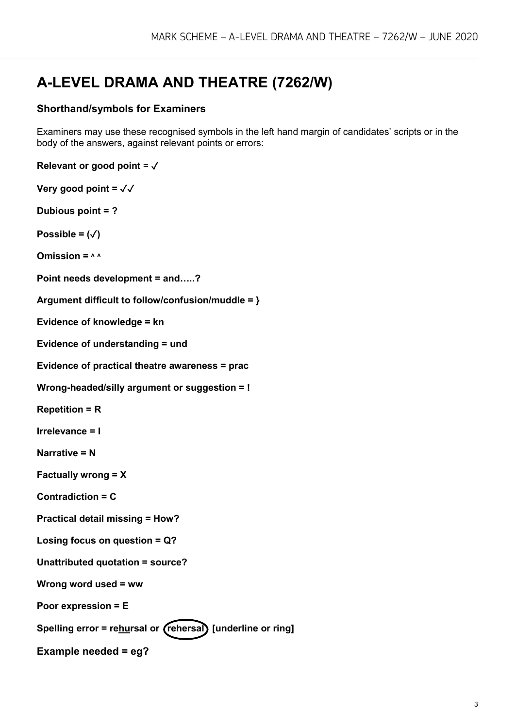# A-LEVEL DRAMA AND THEATRE (7262/W)

### Shorthand/symbols for Examiners

Examiners may use these recognised symbols in the left hand margin of candidates' scripts or in the body of the answers, against relevant points or errors:

**Relevant or good point** = ✓

**Very good point = ✓✓**

**Dubious point = ?**

**Possible = (✓)**

**Omission = ^ ^**

**Point needs development = and…..?**

**Argument difficult to follow/confusion/muddle = }**

**Evidence of knowledge = kn**

**Evidence of understanding = und**

**Evidence of practical theatre awareness = prac**

**Wrong-headed/silly argument or suggestion = !**

**Repetition = R**

**Irrelevance = I**

**Narrative = N**

**Factually wrong = X**

**Contradiction = C**

**Practical detail missing = How?**

**Losing focus on question = Q?**

**Unattributed quotation = source?**

**Wrong word used = ww**

**Poor expression = E**

**Spelling error = re<u>hu</u>rsal or (rehersal) [underline or ring]**

**Example needed = eg?**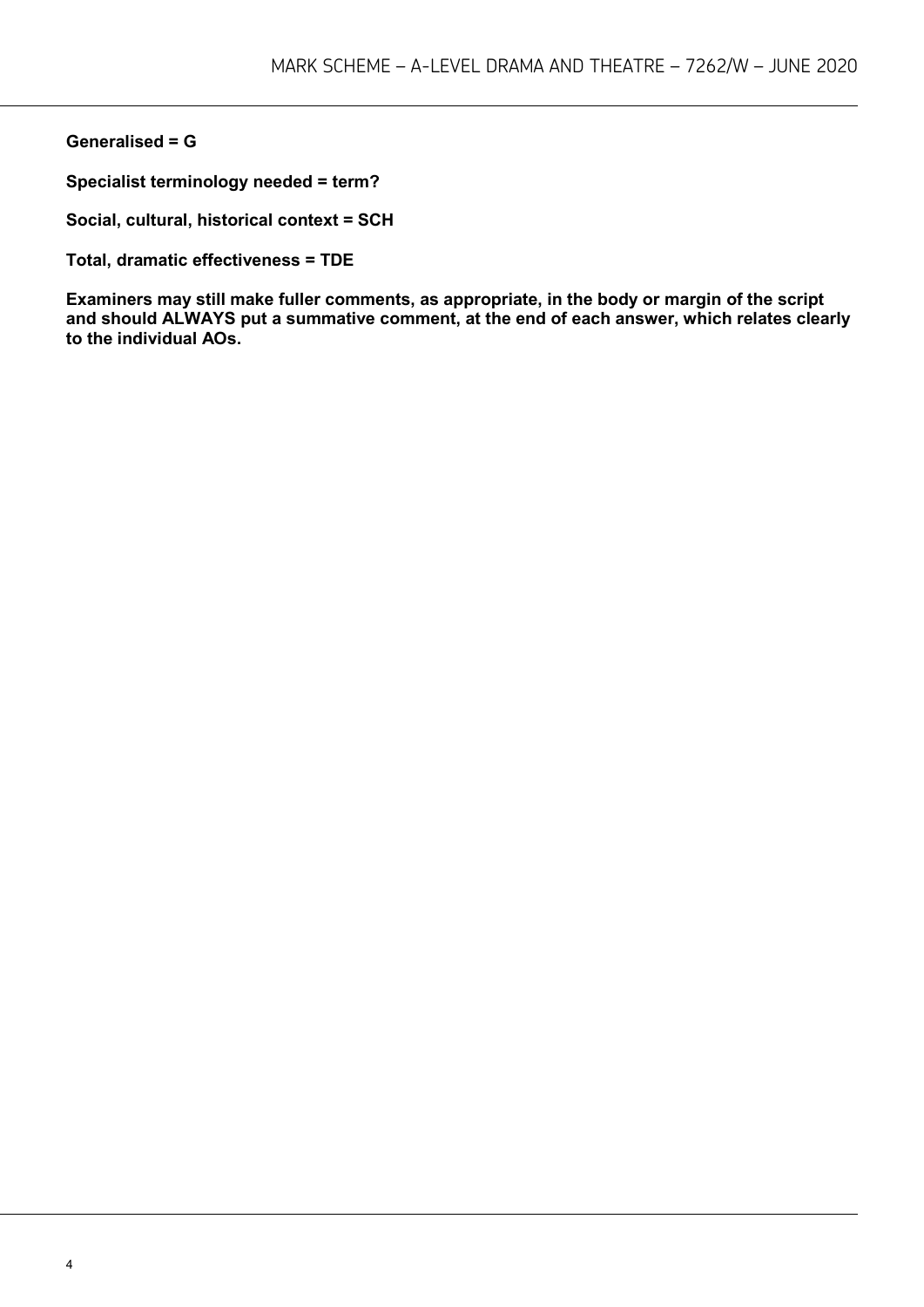**Generalised = G**

**Specialist terminology needed = term?**

**Social, cultural, historical context = SCH**

**Total, dramatic effectiveness = TDE**

**Examiners may still make fuller comments, as appropriate, in the body or margin of the script and should ALWAYS put a summative comment, at the end of each answer, which relates clearly to the individual AOs.**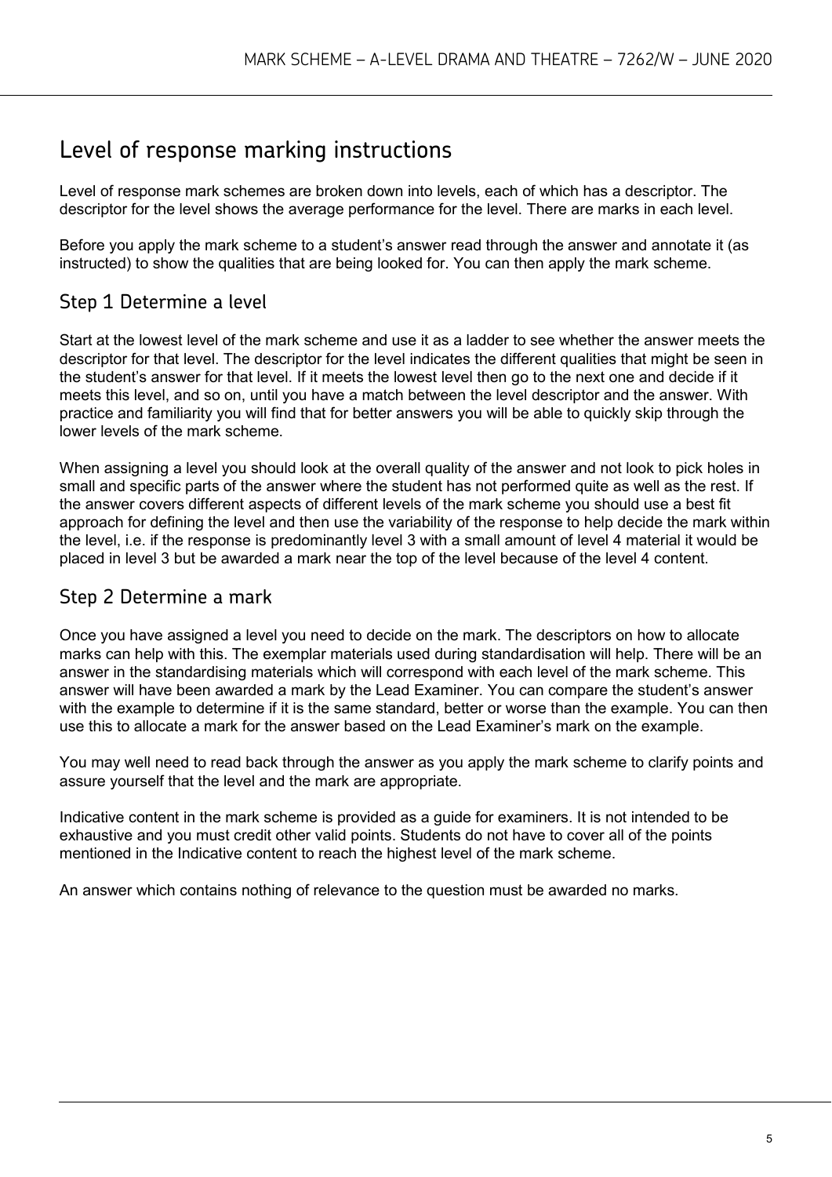# Level of response marking instructions

Level of response mark schemes are broken down into levels, each of which has a descriptor. The descriptor for the level shows the average performance for the level. There are marks in each level.

Before you apply the mark scheme to a student's answer read through the answer and annotate it (as instructed) to show the qualities that are being looked for. You can then apply the mark scheme.

## Step 1 Determine a level

Start at the lowest level of the mark scheme and use it as a ladder to see whether the answer meets the descriptor for that level. The descriptor for the level indicates the different qualities that might be seen in the student's answer for that level. If it meets the lowest level then go to the next one and decide if it meets this level, and so on, until you have a match between the level descriptor and the answer. With practice and familiarity you will find that for better answers you will be able to quickly skip through the lower levels of the mark scheme.

When assigning a level you should look at the overall quality of the answer and not look to pick holes in small and specific parts of the answer where the student has not performed quite as well as the rest. If the answer covers different aspects of different levels of the mark scheme you should use a best fit approach for defining the level and then use the variability of the response to help decide the mark within the level, i.e. if the response is predominantly level 3 with a small amount of level 4 material it would be placed in level 3 but be awarded a mark near the top of the level because of the level 4 content.

## Step 2 Determine a mark

Once you have assigned a level you need to decide on the mark. The descriptors on how to allocate marks can help with this. The exemplar materials used during standardisation will help. There will be an answer in the standardising materials which will correspond with each level of the mark scheme. This answer will have been awarded a mark by the Lead Examiner. You can compare the student's answer with the example to determine if it is the same standard, better or worse than the example. You can then use this to allocate a mark for the answer based on the Lead Examiner's mark on the example.

You may well need to read back through the answer as you apply the mark scheme to clarify points and assure yourself that the level and the mark are appropriate.

Indicative content in the mark scheme is provided as a guide for examiners. It is not intended to be exhaustive and you must credit other valid points. Students do not have to cover all of the points mentioned in the Indicative content to reach the highest level of the mark scheme.

An answer which contains nothing of relevance to the question must be awarded no marks.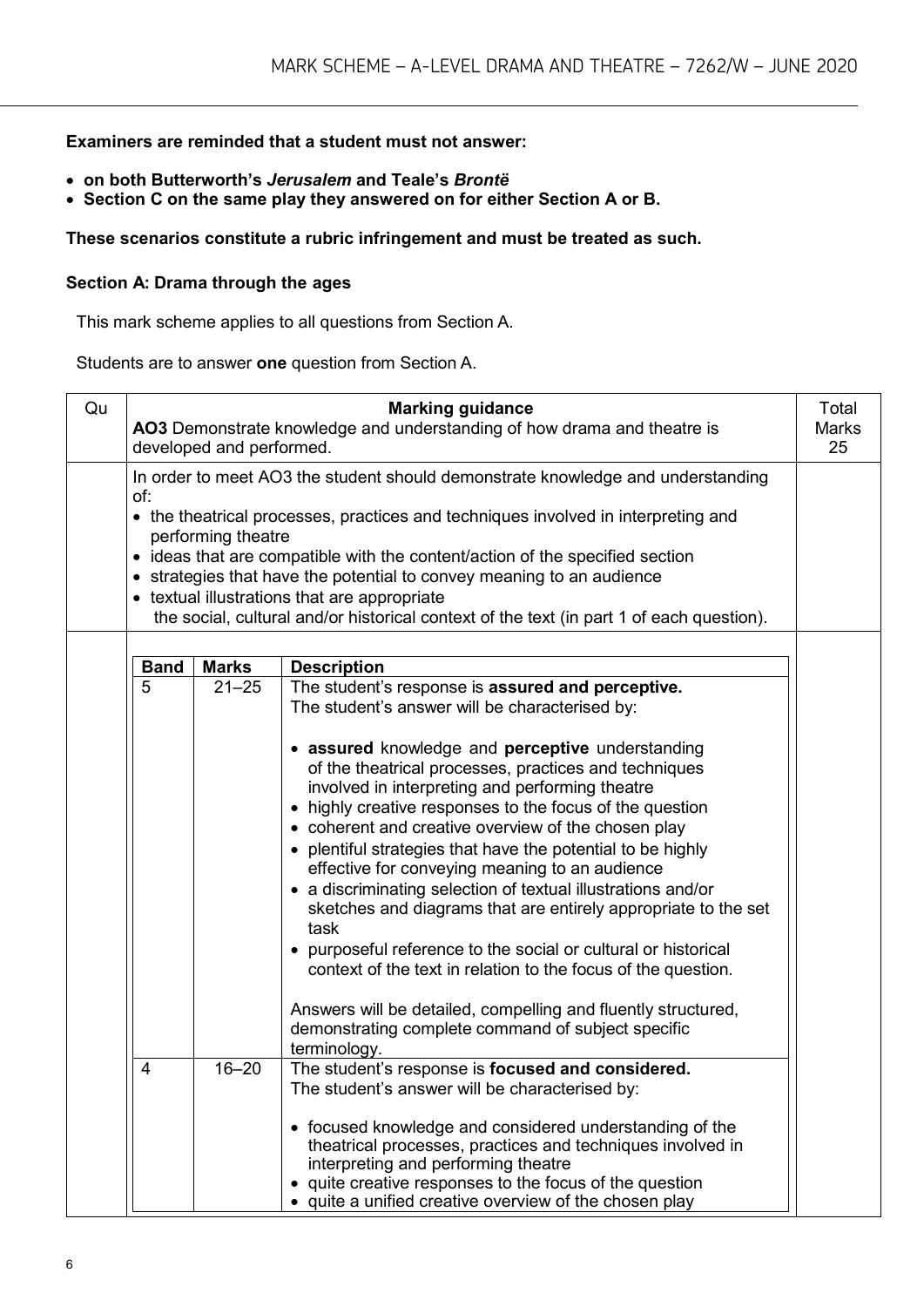**Examiners are reminded that a student must not answer:**

- **on both Butterworth's *Jerusalem* and Teale's *Brontë***
- **Section C on the same play they answered on for either Section A or B.**

**These scenarios constitute a rubric infringement and must be treated as such.**

## Section A: Drama through the ages

This mark scheme applies to all questions from Section A.

Students are to answer **one** question from Section A.

| Qu | Marking guidance<br>**AO3** Demonstrate knowledge and understanding of how drama and theatre is developed and performed. | Total Marks 25 |
|---|---|---|
| | In order to meet AO3 the student should demonstrate knowledge and understanding of:<br>• the theatrical processes, practices and techniques involved in interpreting and performing theatre<br>• ideas that are compatible with the content/action of the specified section<br>• strategies that have the potential to convey meaning to an audience<br>• textual illustrations that are appropriate<br>the social, cultural and/or historical context of the text (in part 1 of each question). | |

| Band | Marks | Description |
|---|---|---|
| 5 | 21–25 | The student's response is **assured and perceptive.**<br>The student's answer will be characterised by:<br><br>• **assured** knowledge and **perceptive** understanding of the theatrical processes, practices and techniques involved in interpreting and performing theatre<br>• highly creative responses to the focus of the question<br>• coherent and creative overview of the chosen play<br>• plentiful strategies that have the potential to be highly effective for conveying meaning to an audience<br>• a discriminating selection of textual illustrations and/or sketches and diagrams that are entirely appropriate to the set task<br>• purposeful reference to the social or cultural or historical context of the text in relation to the focus of the question.<br><br>Answers will be detailed, compelling and fluently structured, demonstrating complete command of subject specific terminology. |
| 4 | 16–20 | The student's response is **focused and considered.**<br>The student's answer will be characterised by:<br><br>• focused knowledge and considered understanding of the theatrical processes, practices and techniques involved in interpreting and performing theatre<br>• quite creative responses to the focus of the question<br>• quite a unified creative overview of the chosen play |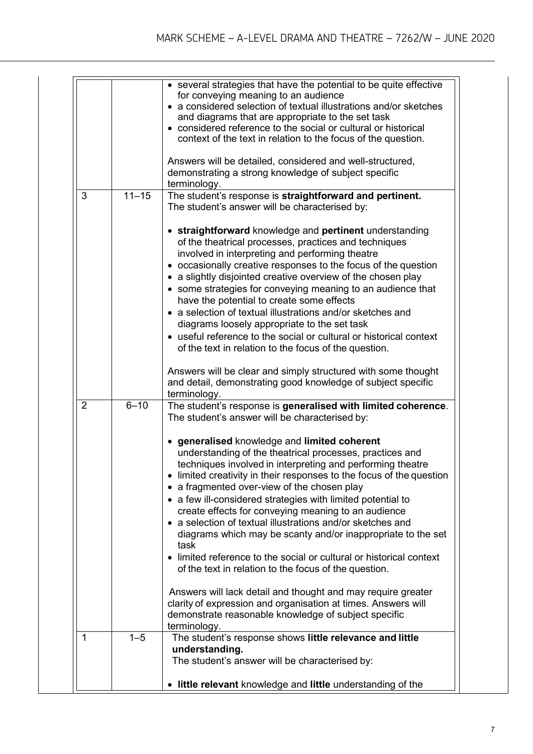| | | |
|---|---|---|
| | | • several strategies that have the potential to be quite effective for conveying meaning to an audience<br>• a considered selection of textual illustrations and/or sketches and diagrams that are appropriate to the set task<br>• considered reference to the social or cultural or historical context of the text in relation to the focus of the question.<br><br>Answers will be detailed, considered and well-structured, demonstrating a strong knowledge of subject specific terminology. |
| 3 | 11–15 | The student's response is **straightforward and pertinent.**<br>The student's answer will be characterised by:<br><br>• **straightforward** knowledge and **pertinent** understanding of the theatrical processes, practices and techniques involved in interpreting and performing theatre<br>• occasionally creative responses to the focus of the question<br>• a slightly disjointed creative overview of the chosen play<br>• some strategies for conveying meaning to an audience that have the potential to create some effects<br>• a selection of textual illustrations and/or sketches and diagrams loosely appropriate to the set task<br>• useful reference to the social or cultural or historical context of the text in relation to the focus of the question.<br><br>Answers will be clear and simply structured with some thought and detail, demonstrating good knowledge of subject specific terminology. |
| 2 | 6–10 | The student's response is **generalised with limited coherence**.<br>The student's answer will be characterised by:<br><br>• **generalised** knowledge and **limited coherent** understanding of the theatrical processes, practices and techniques involved in interpreting and performing theatre<br>• limited creativity in their responses to the focus of the question<br>• a fragmented over-view of the chosen play<br>• a few ill-considered strategies with limited potential to create effects for conveying meaning to an audience<br>• a selection of textual illustrations and/or sketches and diagrams which may be scanty and/or inappropriate to the set task<br>• limited reference to the social or cultural or historical context of the text in relation to the focus of the question.<br><br>Answers will lack detail and thought and may require greater clarity of expression and organisation at times. Answers will demonstrate reasonable knowledge of subject specific terminology. |
| 1 | 1–5 | The student's response shows **little relevance and little understanding.**<br>The student's answer will be characterised by:<br><br>• **little relevant** knowledge and **little** understanding of the |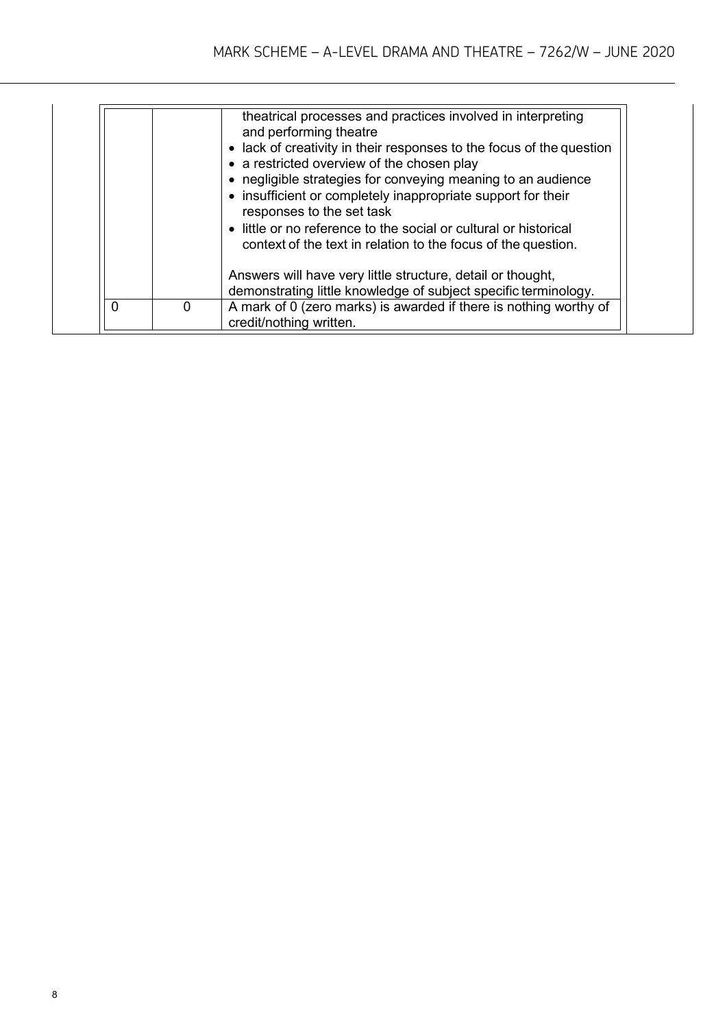| | | |
|---|---|---|
| | | theatrical processes and practices involved in interpreting and performing theatre<br>• lack of creativity in their responses to the focus of the question<br>• a restricted overview of the chosen play<br>• negligible strategies for conveying meaning to an audience<br>• insufficient or completely inappropriate support for their responses to the set task<br>• little or no reference to the social or cultural or historical context of the text in relation to the focus of the question.<br><br>Answers will have very little structure, detail or thought, demonstrating little knowledge of subject specific terminology. |
| 0 | 0 | A mark of 0 (zero marks) is awarded if there is nothing worthy of credit/nothing written. |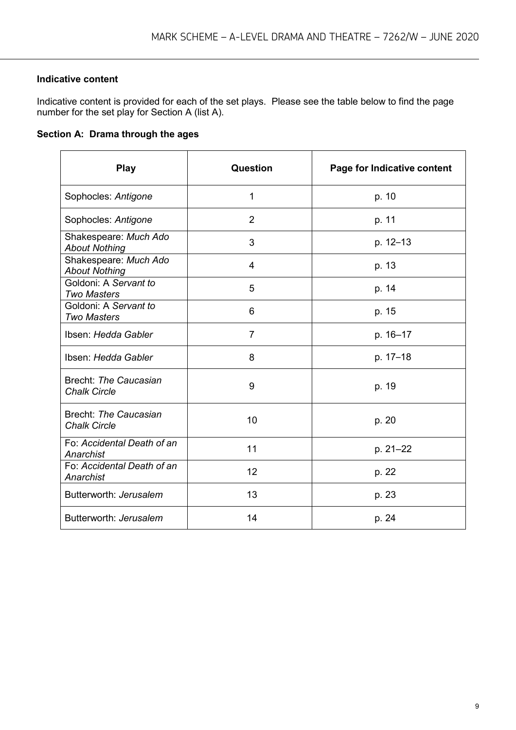**Indicative content**

Indicative content is provided for each of the set plays. Please see the table below to find the page number for the set play for Section A (list A).

**Section A: Drama through the ages**

| Play | Question | Page for Indicative content |
|---|---|---|
| Sophocles: *Antigone* | 1 | p. 10 |
| Sophocles: *Antigone* | 2 | p. 11 |
| Shakespeare: *Much Ado About Nothing* | 3 | p. 12–13 |
| Shakespeare: *Much Ado About Nothing* | 4 | p. 13 |
| Goldoni: A *Servant to Two Masters* | 5 | p. 14 |
| Goldoni: A *Servant to Two Masters* | 6 | p. 15 |
| Ibsen: *Hedda Gabler* | 7 | p. 16–17 |
| Ibsen: *Hedda Gabler* | 8 | p. 17–18 |
| Brecht: *The Caucasian Chalk Circle* | 9 | p. 19 |
| Brecht: *The Caucasian Chalk Circle* | 10 | p. 20 |
| Fo: *Accidental Death of an Anarchist* | 11 | p. 21–22 |
| Fo: *Accidental Death of an Anarchist* | 12 | p. 22 |
| Butterworth: *Jerusalem* | 13 | p. 23 |
| Butterworth: *Jerusalem* | 14 | p. 24 |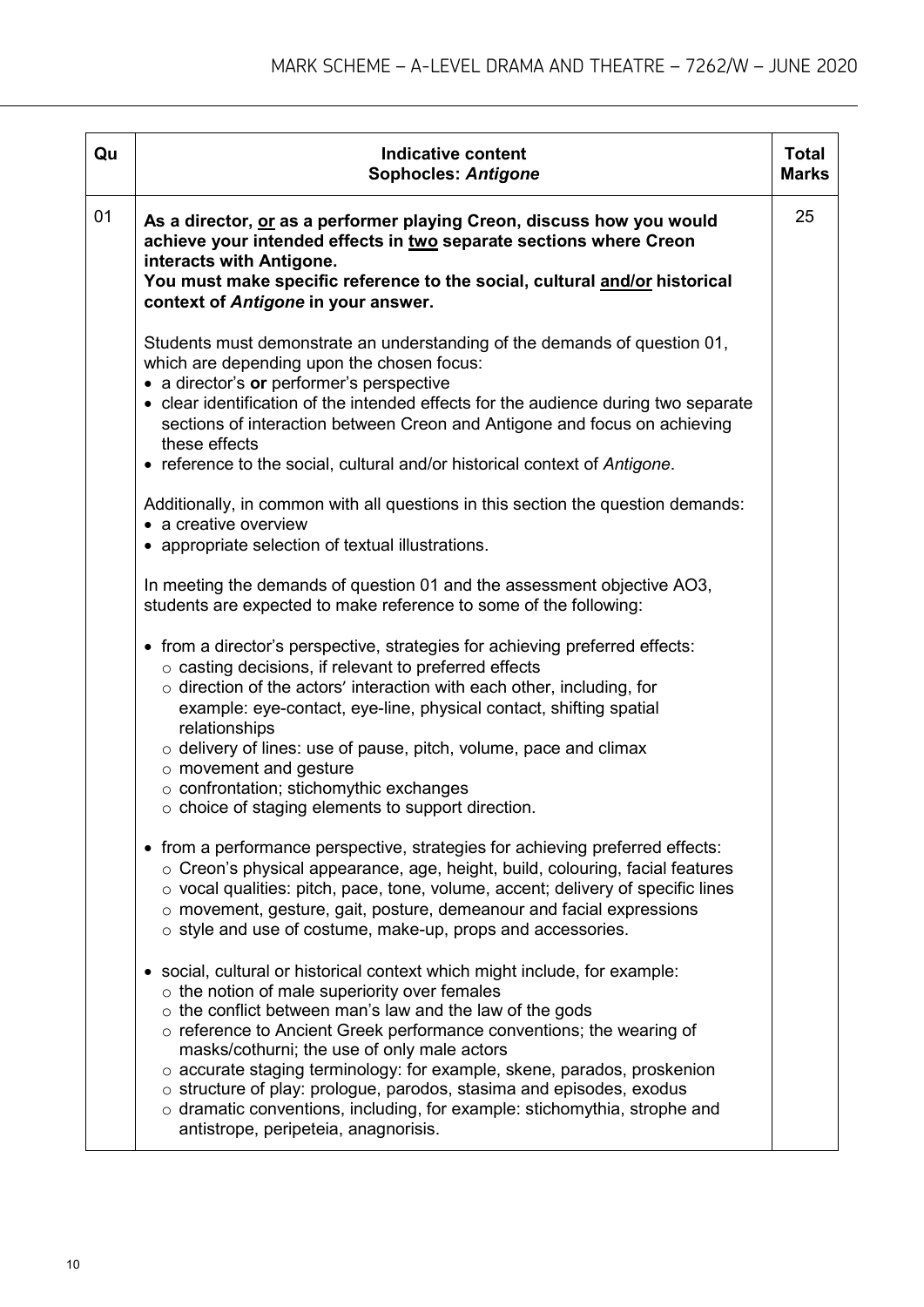| Qu | Indicative content<br>Sophocles: *Antigone* | Total Marks |
|---|---|---|
| 01 | **As a director, <u>or</u> as a performer playing Creon, discuss how you would achieve your intended effects in <u>two</u> separate sections where Creon interacts with Antigone.**<br>**You must make specific reference to the social, cultural <u>and/or</u> historical context of *Antigone* in your answer.**<br><br>Students must demonstrate an understanding of the demands of question 01, which are depending upon the chosen focus:<br>• a director's **or** performer's perspective<br>• clear identification of the intended effects for the audience during two separate sections of interaction between Creon and Antigone and focus on achieving these effects<br>• reference to the social, cultural and/or historical context of *Antigone*.<br><br>Additionally, in common with all questions in this section the question demands:<br>• a creative overview<br>• appropriate selection of textual illustrations.<br><br>In meeting the demands of question 01 and the assessment objective AO3, students are expected to make reference to some of the following:<br><br>• from a director's perspective, strategies for achieving preferred effects:<br>&nbsp;&nbsp;○ casting decisions, if relevant to preferred effects<br>&nbsp;&nbsp;○ direction of the actors' interaction with each other, including, for example: eye-contact, eye-line, physical contact, shifting spatial relationships<br>&nbsp;&nbsp;○ delivery of lines: use of pause, pitch, volume, pace and climax<br>&nbsp;&nbsp;○ movement and gesture<br>&nbsp;&nbsp;○ confrontation; stichomythic exchanges<br>&nbsp;&nbsp;○ choice of staging elements to support direction.<br><br>• from a performance perspective, strategies for achieving preferred effects:<br>&nbsp;&nbsp;○ Creon's physical appearance, age, height, build, colouring, facial features<br>&nbsp;&nbsp;○ vocal qualities: pitch, pace, tone, volume, accent; delivery of specific lines<br>&nbsp;&nbsp;○ movement, gesture, gait, posture, demeanour and facial expressions<br>&nbsp;&nbsp;○ style and use of costume, make-up, props and accessories.<br><br>• social, cultural or historical context which might include, for example:<br>&nbsp;&nbsp;○ the notion of male superiority over females<br>&nbsp;&nbsp;○ the conflict between man's law and the law of the gods<br>&nbsp;&nbsp;○ reference to Ancient Greek performance conventions; the wearing of masks/cothurni; the use of only male actors<br>&nbsp;&nbsp;○ accurate staging terminology: for example, skene, parados, proskenion<br>&nbsp;&nbsp;○ structure of play: prologue, parodos, stasima and episodes, exodus<br>&nbsp;&nbsp;○ dramatic conventions, including, for example: stichomythia, strophe and antistrope, peripeteia, anagnorisis. | 25 |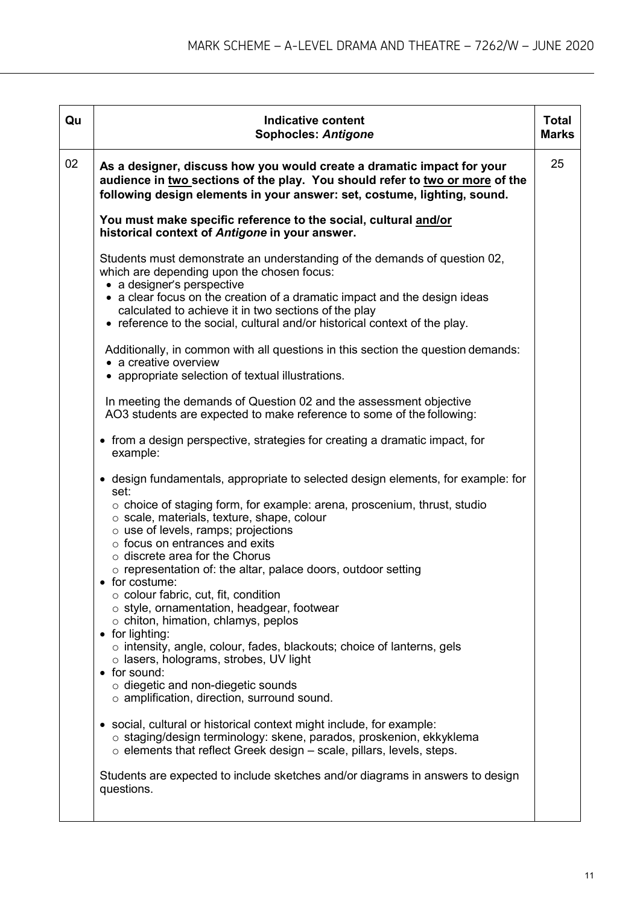| Qu | Indicative content<br>**Sophocles: *Antigone*** | Total Marks |
|---|---|---|
| 02 | **As a designer, discuss how you would create a dramatic impact for your audience in <u>two</u> sections of the play. You should refer to <u>two or more</u> of the following design elements in your answer: set, costume, lighting, sound.**<br><br>**You must make specific reference to the social, cultural <u>and/or</u> historical context of *Antigone* in your answer.**<br><br>Students must demonstrate an understanding of the demands of question 02, which are depending upon the chosen focus:<br>• a designer's perspective<br>• a clear focus on the creation of a dramatic impact and the design ideas calculated to achieve it in two sections of the play<br>• reference to the social, cultural and/or historical context of the play.<br><br>Additionally, in common with all questions in this section the question demands:<br>• a creative overview<br>• appropriate selection of textual illustrations.<br><br>In meeting the demands of Question 02 and the assessment objective AO3 students are expected to make reference to some of the following:<br><br>• from a design perspective, strategies for creating a dramatic impact, for example:<br><br>• design fundamentals, appropriate to selected design elements, for example: for set:<br>  ○ choice of staging form, for example: arena, proscenium, thrust, studio<br>  ○ scale, materials, texture, shape, colour<br>  ○ use of levels, ramps; projections<br>  ○ focus on entrances and exits<br>  ○ discrete area for the Chorus<br>  ○ representation of: the altar, palace doors, outdoor setting<br>• for costume:<br>  ○ colour fabric, cut, fit, condition<br>  ○ style, ornamentation, headgear, footwear<br>  ○ chiton, himation, chlamys, peplos<br>• for lighting:<br>  ○ intensity, angle, colour, fades, blackouts; choice of lanterns, gels<br>  ○ lasers, holograms, strobes, UV light<br>• for sound:<br>  ○ diegetic and non-diegetic sounds<br>  ○ amplification, direction, surround sound.<br><br>• social, cultural or historical context might include, for example:<br>  ○ staging/design terminology: skene, parados, proskenion, ekkyklema<br>  ○ elements that reflect Greek design – scale, pillars, levels, steps.<br><br>Students are expected to include sketches and/or diagrams in answers to design questions. | 25 |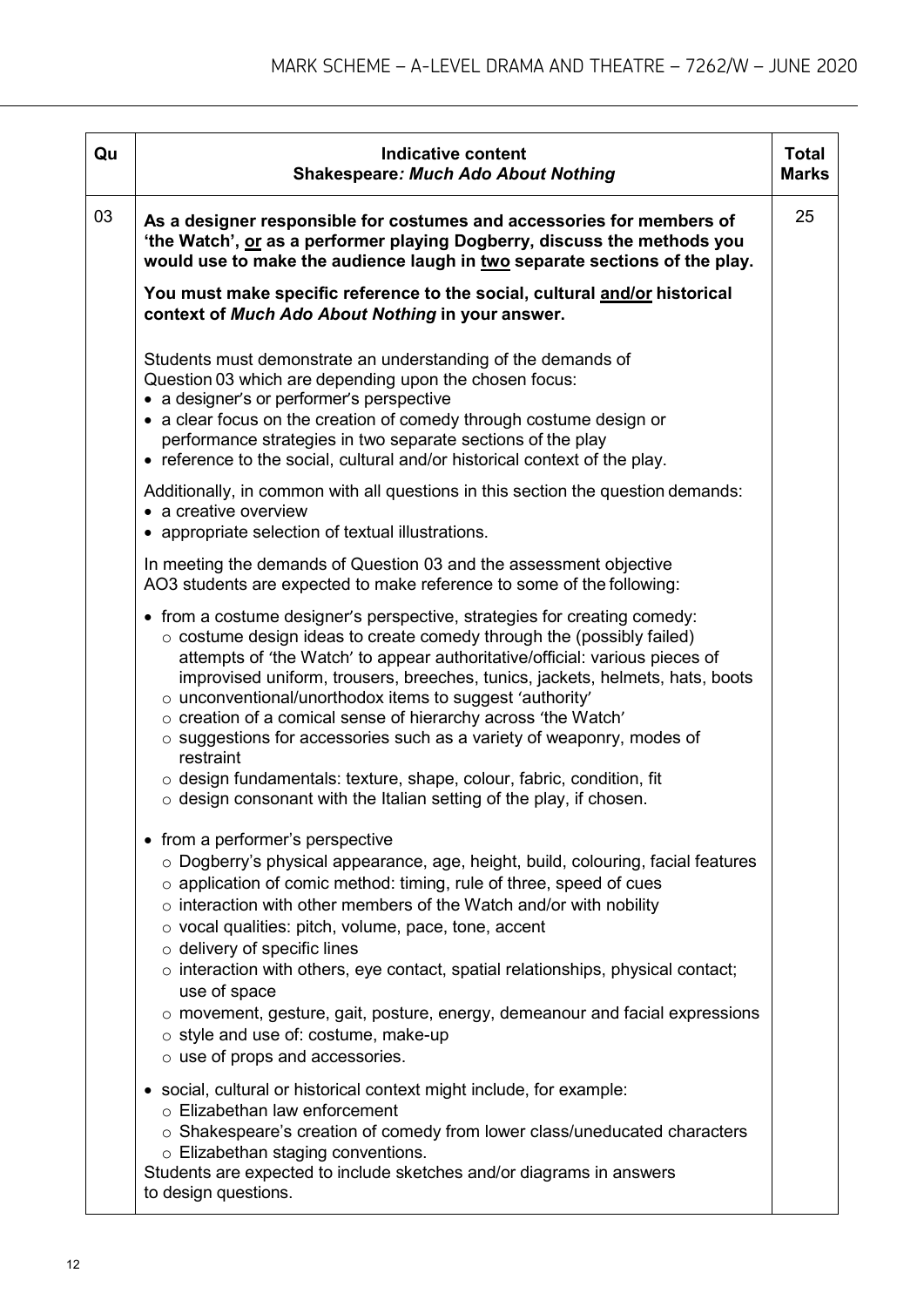| Qu | Indicative content<br>**Shakespeare*: Much Ado About Nothing*** | Total Marks |
|---|---|---|
| 03 | **As a designer responsible for costumes and accessories for members of 'the Watch', <u>or</u> as a performer playing Dogberry, discuss the methods you would use to make the audience laugh in <u>two</u> separate sections of the play.**<br><br>**You must make specific reference to the social, cultural <u>and/or</u> historical context of *Much Ado About Nothing* in your answer.**<br><br>Students must demonstrate an understanding of the demands of Question 03 which are depending upon the chosen focus:<br>• a designer's or performer's perspective<br>• a clear focus on the creation of comedy through costume design or performance strategies in two separate sections of the play<br>• reference to the social, cultural and/or historical context of the play.<br><br>Additionally, in common with all questions in this section the question demands:<br>• a creative overview<br>• appropriate selection of textual illustrations.<br><br>In meeting the demands of Question 03 and the assessment objective AO3 students are expected to make reference to some of the following:<br><br>• from a costume designer's perspective, strategies for creating comedy:<br>○ costume design ideas to create comedy through the (possibly failed) attempts of 'the Watch' to appear authoritative/official: various pieces of improvised uniform, trousers, breeches, tunics, jackets, helmets, hats, boots<br>○ unconventional/unorthodox items to suggest 'authority'<br>○ creation of a comical sense of hierarchy across 'the Watch'<br>○ suggestions for accessories such as a variety of weaponry, modes of restraint<br>○ design fundamentals: texture, shape, colour, fabric, condition, fit<br>○ design consonant with the Italian setting of the play, if chosen.<br><br>• from a performer's perspective<br>○ Dogberry's physical appearance, age, height, build, colouring, facial features<br>○ application of comic method: timing, rule of three, speed of cues<br>○ interaction with other members of the Watch and/or with nobility<br>○ vocal qualities: pitch, volume, pace, tone, accent<br>○ delivery of specific lines<br>○ interaction with others, eye contact, spatial relationships, physical contact; use of space<br>○ movement, gesture, gait, posture, energy, demeanour and facial expressions<br>○ style and use of: costume, make-up<br>○ use of props and accessories.<br><br>• social, cultural or historical context might include, for example:<br>○ Elizabethan law enforcement<br>○ Shakespeare's creation of comedy from lower class/uneducated characters<br>○ Elizabethan staging conventions.<br>Students are expected to include sketches and/or diagrams in answers to design questions. | 25 |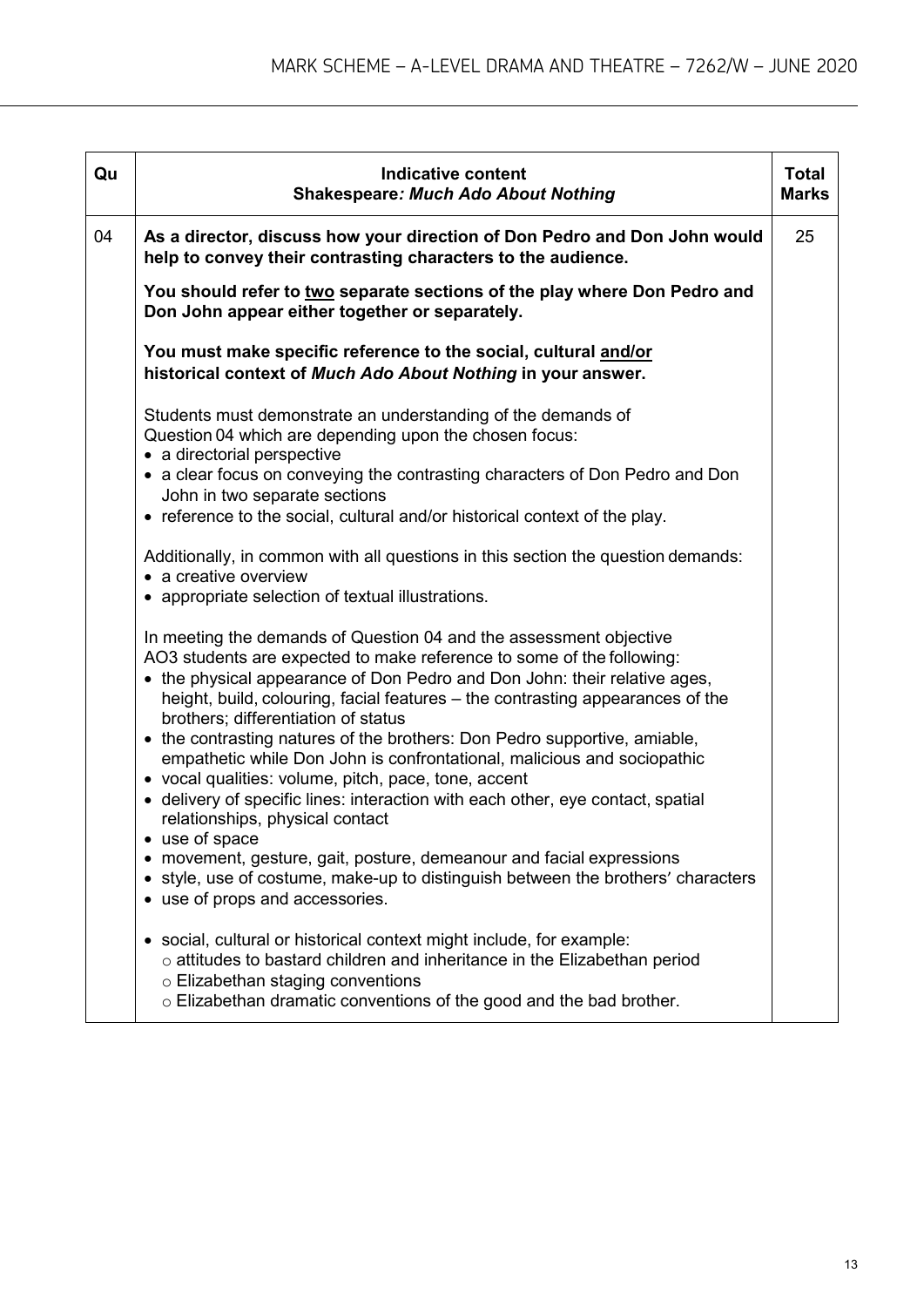| Qu | Indicative content<br>**Shakespeare*: Much Ado About Nothing*** | Total Marks |
|---|---|---|
| 04 | **As a director, discuss how your direction of Don Pedro and Don John would help to convey their contrasting characters to the audience.**<br><br>**You should refer to <u>two</u> separate sections of the play where Don Pedro and Don John appear either together or separately.**<br><br>**You must make specific reference to the social, cultural <u>and/or</u> historical context of *Much Ado About Nothing* in your answer.**<br><br>Students must demonstrate an understanding of the demands of Question 04 which are depending upon the chosen focus:<br>• a directorial perspective<br>• a clear focus on conveying the contrasting characters of Don Pedro and Don John in two separate sections<br>• reference to the social, cultural and/or historical context of the play.<br><br>Additionally, in common with all questions in this section the question demands:<br>• a creative overview<br>• appropriate selection of textual illustrations.<br><br>In meeting the demands of Question 04 and the assessment objective AO3 students are expected to make reference to some of the following:<br>• the physical appearance of Don Pedro and Don John: their relative ages, height, build, colouring, facial features – the contrasting appearances of the brothers; differentiation of status<br>• the contrasting natures of the brothers: Don Pedro supportive, amiable, empathetic while Don John is confrontational, malicious and sociopathic<br>• vocal qualities: volume, pitch, pace, tone, accent<br>• delivery of specific lines: interaction with each other, eye contact, spatial relationships, physical contact<br>• use of space<br>• movement, gesture, gait, posture, demeanour and facial expressions<br>• style, use of costume, make-up to distinguish between the brothers' characters<br>• use of props and accessories.<br><br>• social, cultural or historical context might include, for example:<br>  ○ attitudes to bastard children and inheritance in the Elizabethan period<br>  ○ Elizabethan staging conventions<br>  ○ Elizabethan dramatic conventions of the good and the bad brother. | 25 |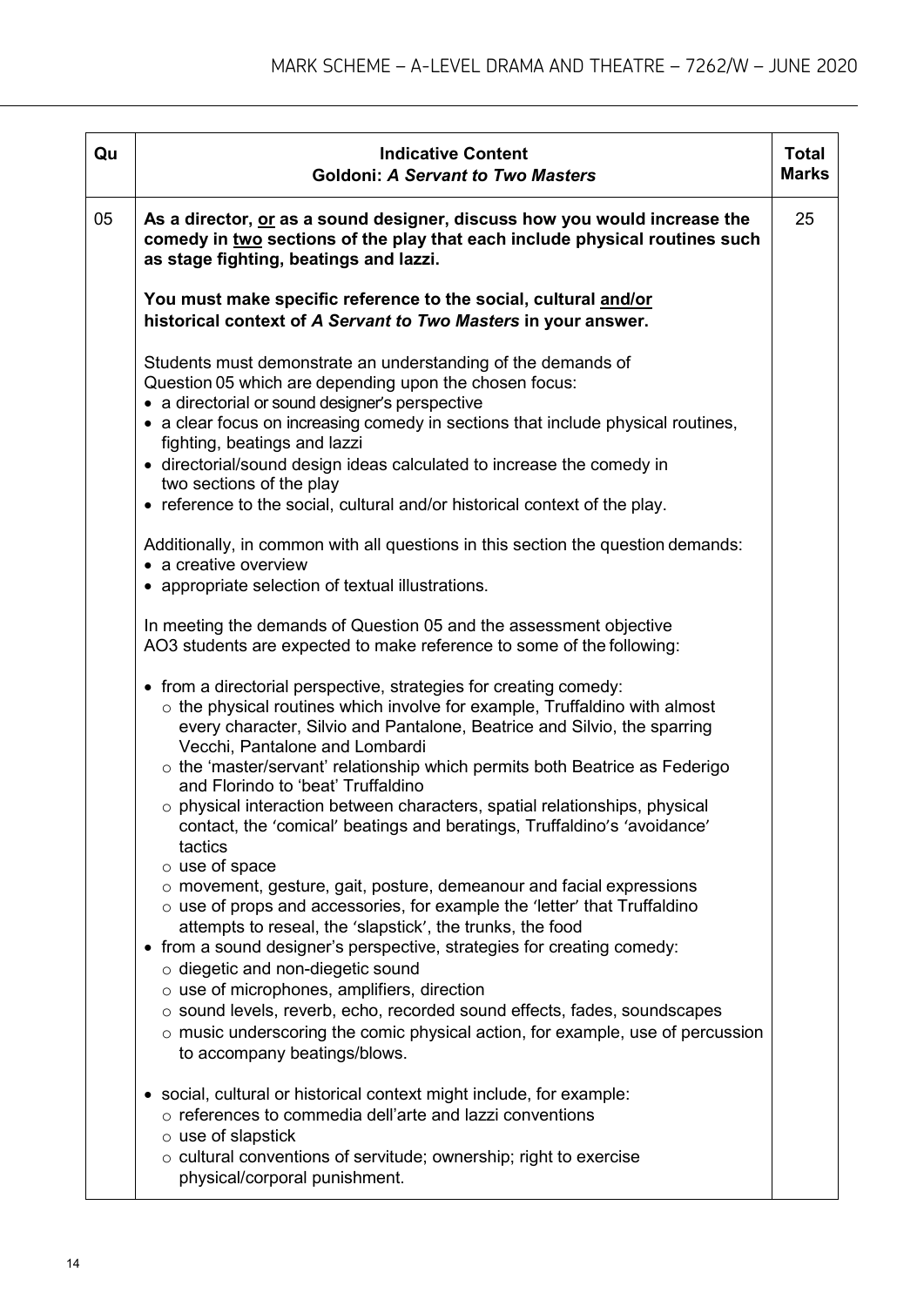| Qu | Indicative Content<br>**Goldoni: *A Servant to Two Masters*** | Total Marks |
|---|---|---|
| 05 | **As a director, <u>or</u> as a sound designer, discuss how you would increase the comedy in <u>two</u> sections of the play that each include physical routines such as stage fighting, beatings and lazzi.**<br><br>**You must make specific reference to the social, cultural <u>and/or</u> historical context of *A Servant to Two Masters* in your answer.**<br><br>Students must demonstrate an understanding of the demands of Question 05 which are depending upon the chosen focus:<br>• a directorial or sound designer's perspective<br>• a clear focus on increasing comedy in sections that include physical routines, fighting, beatings and lazzi<br>• directorial/sound design ideas calculated to increase the comedy in two sections of the play<br>• reference to the social, cultural and/or historical context of the play.<br><br>Additionally, in common with all questions in this section the question demands:<br>• a creative overview<br>• appropriate selection of textual illustrations.<br><br>In meeting the demands of Question 05 and the assessment objective AO3 students are expected to make reference to some of the following:<br><br>• from a directorial perspective, strategies for creating comedy:<br>○ the physical routines which involve for example, Truffaldino with almost every character, Silvio and Pantalone, Beatrice and Silvio, the sparring Vecchi, Pantalone and Lombardi<br>○ the 'master/servant' relationship which permits both Beatrice as Federigo and Florindo to 'beat' Truffaldino<br>○ physical interaction between characters, spatial relationships, physical contact, the 'comical' beatings and beratings, Truffaldino's 'avoidance' tactics<br>○ use of space<br>○ movement, gesture, gait, posture, demeanour and facial expressions<br>○ use of props and accessories, for example the 'letter' that Truffaldino attempts to reseal, the 'slapstick', the trunks, the food<br>• from a sound designer's perspective, strategies for creating comedy:<br>○ diegetic and non-diegetic sound<br>○ use of microphones, amplifiers, direction<br>○ sound levels, reverb, echo, recorded sound effects, fades, soundscapes<br>○ music underscoring the comic physical action, for example, use of percussion to accompany beatings/blows.<br><br>• social, cultural or historical context might include, for example:<br>○ references to commedia dell'arte and lazzi conventions<br>○ use of slapstick<br>○ cultural conventions of servitude; ownership; right to exercise physical/corporal punishment. | 25 |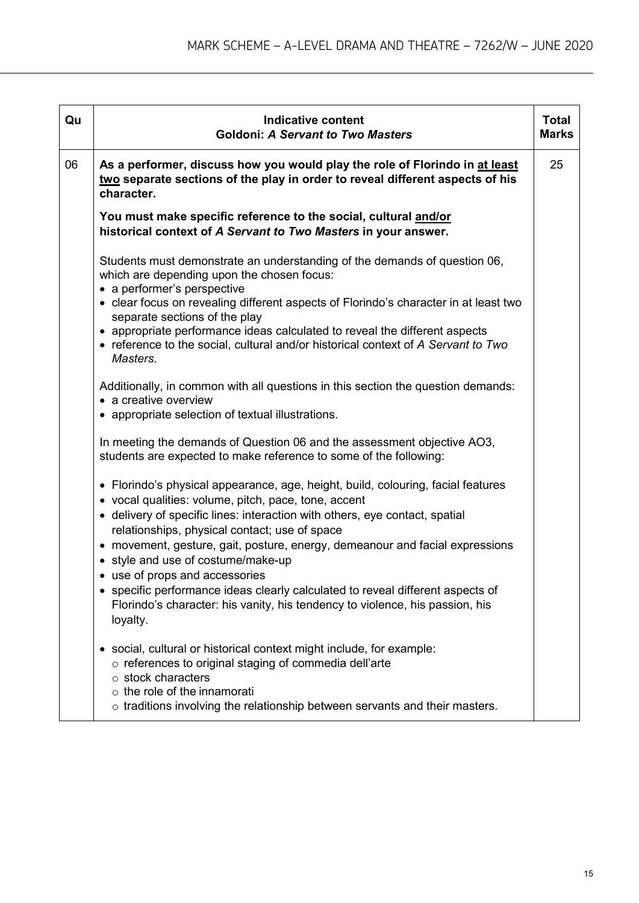| Qu | Indicative content<br>**Goldoni: *A Servant to Two Masters*** | Total Marks |
|---|---|---|
| 06 | **As a performer, discuss how you would play the role of Florindo in <u>at least two</u> separate sections of the play in order to reveal different aspects of his character.**<br><br>**You must make specific reference to the social, cultural <u>and/or</u> historical context of *A Servant to Two Masters* in your answer.**<br><br>Students must demonstrate an understanding of the demands of question 06, which are depending upon the chosen focus:<br>• a performer's perspective<br>• clear focus on revealing different aspects of Florindo's character in at least two separate sections of the play<br>• appropriate performance ideas calculated to reveal the different aspects<br>• reference to the social, cultural and/or historical context of *A Servant to Two Masters*.<br><br>Additionally, in common with all questions in this section the question demands:<br>• a creative overview<br>• appropriate selection of textual illustrations.<br><br>In meeting the demands of Question 06 and the assessment objective AO3, students are expected to make reference to some of the following:<br><br>• Florindo's physical appearance, age, height, build, colouring, facial features<br>• vocal qualities: volume, pitch, pace, tone, accent<br>• delivery of specific lines: interaction with others, eye contact, spatial relationships, physical contact; use of space<br>• movement, gesture, gait, posture, energy, demeanour and facial expressions<br>• style and use of costume/make-up<br>• use of props and accessories<br>• specific performance ideas clearly calculated to reveal different aspects of Florindo's character: his vanity, his tendency to violence, his passion, his loyalty.<br><br>• social, cultural or historical context might include, for example:<br>&nbsp;&nbsp;○ references to original staging of commedia dell'arte<br>&nbsp;&nbsp;○ stock characters<br>&nbsp;&nbsp;○ the role of the innamorati<br>&nbsp;&nbsp;○ traditions involving the relationship between servants and their masters. | 25 |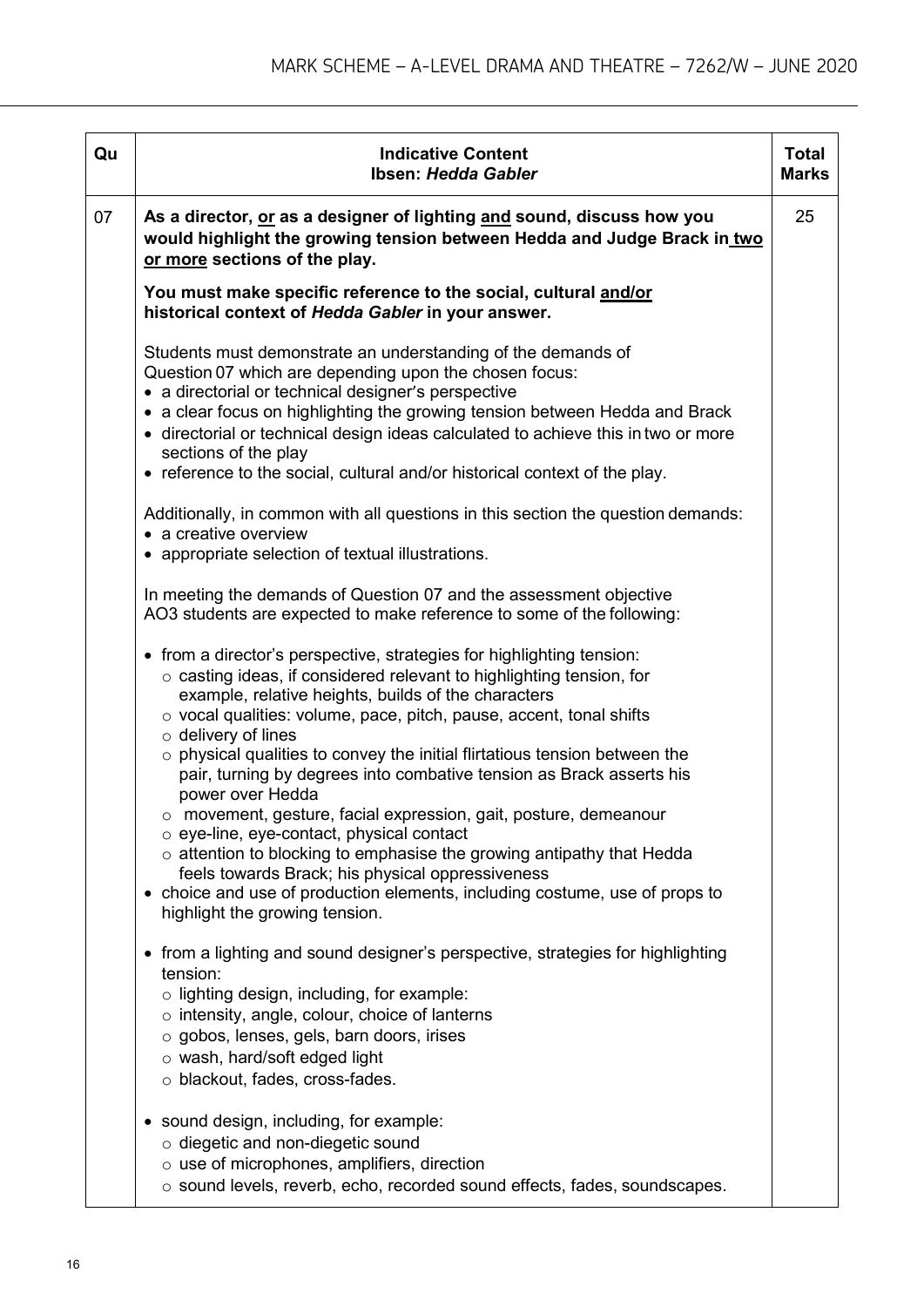| Qu | Indicative Content<br>Ibsen: *Hedda Gabler* | Total Marks |
|---|---|---|
| 07 | **As a director, or as a designer of lighting and sound, discuss how you would highlight the growing tension between Hedda and Judge Brack in two or more sections of the play.**<br><br>**You must make specific reference to the social, cultural and/or historical context of *Hedda Gabler* in your answer.**<br><br>Students must demonstrate an understanding of the demands of Question 07 which are depending upon the chosen focus:<br>• a directorial or technical designer's perspective<br>• a clear focus on highlighting the growing tension between Hedda and Brack<br>• directorial or technical design ideas calculated to achieve this in two or more sections of the play<br>• reference to the social, cultural and/or historical context of the play.<br><br>Additionally, in common with all questions in this section the question demands:<br>• a creative overview<br>• appropriate selection of textual illustrations.<br><br>In meeting the demands of Question 07 and the assessment objective AO3 students are expected to make reference to some of the following:<br><br>• from a director's perspective, strategies for highlighting tension:<br>  ○ casting ideas, if considered relevant to highlighting tension, for example, relative heights, builds of the characters<br>  ○ vocal qualities: volume, pace, pitch, pause, accent, tonal shifts<br>  ○ delivery of lines<br>  ○ physical qualities to convey the initial flirtatious tension between the pair, turning by degrees into combative tension as Brack asserts his power over Hedda<br>  ○ movement, gesture, facial expression, gait, posture, demeanour<br>  ○ eye-line, eye-contact, physical contact<br>  ○ attention to blocking to emphasise the growing antipathy that Hedda feels towards Brack; his physical oppressiveness<br>• choice and use of production elements, including costume, use of props to highlight the growing tension.<br><br>• from a lighting and sound designer's perspective, strategies for highlighting tension:<br>  ○ lighting design, including, for example:<br>  ○ intensity, angle, colour, choice of lanterns<br>  ○ gobos, lenses, gels, barn doors, irises<br>  ○ wash, hard/soft edged light<br>  ○ blackout, fades, cross-fades.<br><br>• sound design, including, for example:<br>  ○ diegetic and non-diegetic sound<br>  ○ use of microphones, amplifiers, direction<br>  ○ sound levels, reverb, echo, recorded sound effects, fades, soundscapes. | 25 |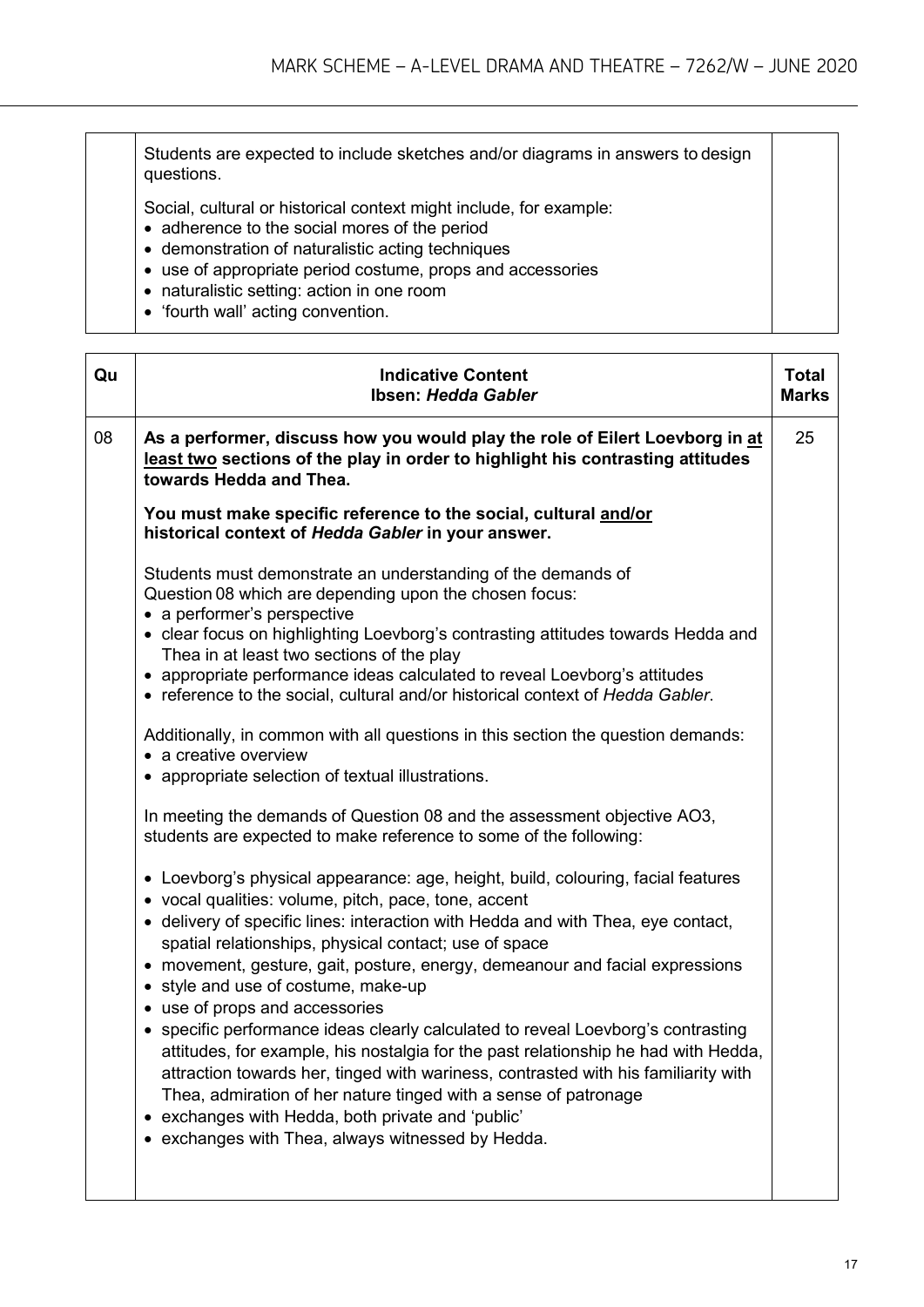| | | |
|---|---|---|
| | Students are expected to include sketches and/or diagrams in answers to design questions.<br><br>Social, cultural or historical context might include, for example:<br>• adherence to the social mores of the period<br>• demonstration of naturalistic acting techniques<br>• use of appropriate period costume, props and accessories<br>• naturalistic setting: action in one room<br>• 'fourth wall' acting convention. | |

| Qu | Indicative Content<br>Ibsen: *Hedda Gabler* | Total Marks |
|---|---|---|
| 08 | **As a performer, discuss how you would play the role of Eilert Loevborg in at least two sections of the play in order to highlight his contrasting attitudes towards Hedda and Thea.**<br><br>**You must make specific reference to the social, cultural and/or historical context of *Hedda Gabler* in your answer.**<br><br>Students must demonstrate an understanding of the demands of Question 08 which are depending upon the chosen focus:<br>• a performer's perspective<br>• clear focus on highlighting Loevborg's contrasting attitudes towards Hedda and Thea in at least two sections of the play<br>• appropriate performance ideas calculated to reveal Loevborg's attitudes<br>• reference to the social, cultural and/or historical context of *Hedda Gabler*.<br><br>Additionally, in common with all questions in this section the question demands:<br>• a creative overview<br>• appropriate selection of textual illustrations.<br><br>In meeting the demands of Question 08 and the assessment objective AO3, students are expected to make reference to some of the following:<br><br>• Loevborg's physical appearance: age, height, build, colouring, facial features<br>• vocal qualities: volume, pitch, pace, tone, accent<br>• delivery of specific lines: interaction with Hedda and with Thea, eye contact, spatial relationships, physical contact; use of space<br>• movement, gesture, gait, posture, energy, demeanour and facial expressions<br>• style and use of costume, make-up<br>• use of props and accessories<br>• specific performance ideas clearly calculated to reveal Loevborg's contrasting attitudes, for example, his nostalgia for the past relationship he had with Hedda, attraction towards her, tinged with wariness, contrasted with his familiarity with Thea, admiration of her nature tinged with a sense of patronage<br>• exchanges with Hedda, both private and 'public'<br>• exchanges with Thea, always witnessed by Hedda. | 25 |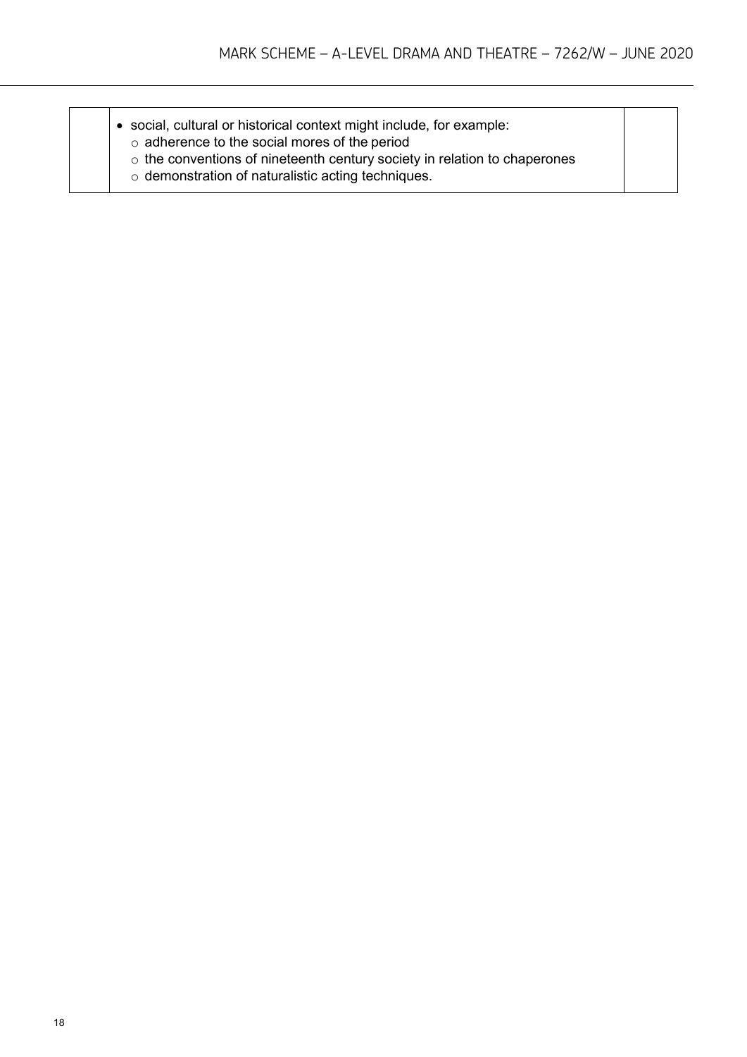| | | |
|---|---|---|
| | • social, cultural or historical context might include, for example:<br>  ○ adherence to the social mores of the period<br>  ○ the conventions of nineteenth century society in relation to chaperones<br>  ○ demonstration of naturalistic acting techniques. | |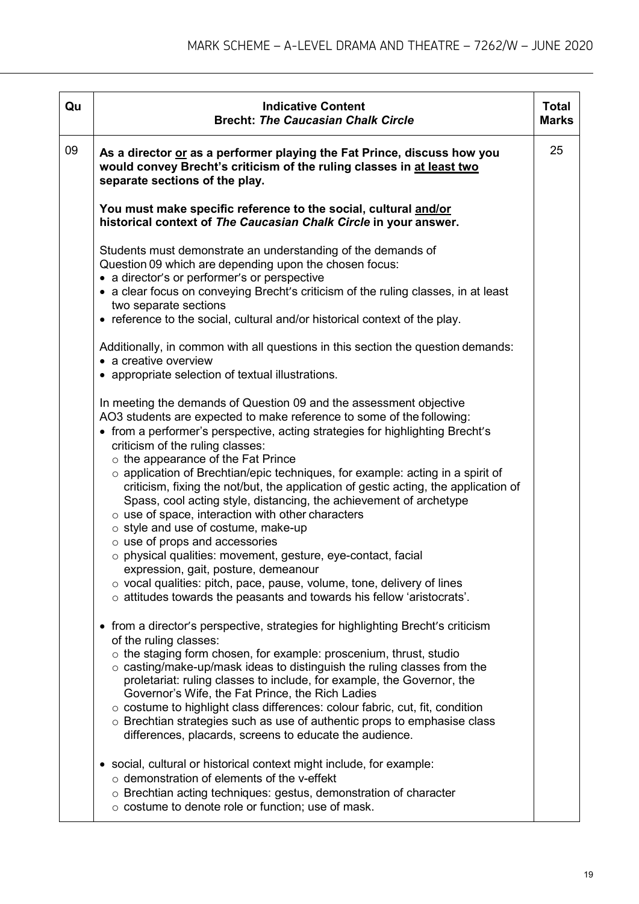| Qu | Indicative Content<br>Brecht: *The Caucasian Chalk Circle* | Total Marks |
|---|---|---|
| 09 | **As a director <u>or</u> as a performer playing the Fat Prince, discuss how you would convey Brecht's criticism of the ruling classes in <u>at least two</u> separate sections of the play.**<br><br>**You must make specific reference to the social, cultural <u>and/or</u> historical context of *The Caucasian Chalk Circle* in your answer.**<br><br>Students must demonstrate an understanding of the demands of Question 09 which are depending upon the chosen focus:<br>• a director's or performer's or perspective<br>• a clear focus on conveying Brecht's criticism of the ruling classes, in at least two separate sections<br>• reference to the social, cultural and/or historical context of the play.<br><br>Additionally, in common with all questions in this section the question demands:<br>• a creative overview<br>• appropriate selection of textual illustrations.<br><br>In meeting the demands of Question 09 and the assessment objective AO3 students are expected to make reference to some of the following:<br>• from a performer's perspective, acting strategies for highlighting Brecht's criticism of the ruling classes:<br>  ○ the appearance of the Fat Prince<br>  ○ application of Brechtian/epic techniques, for example: acting in a spirit of criticism, fixing the not/but, the application of gestic acting, the application of Spass, cool acting style, distancing, the achievement of archetype<br>  ○ use of space, interaction with other characters<br>  ○ style and use of costume, make-up<br>  ○ use of props and accessories<br>  ○ physical qualities: movement, gesture, eye-contact, facial expression, gait, posture, demeanour<br>  ○ vocal qualities: pitch, pace, pause, volume, tone, delivery of lines<br>  ○ attitudes towards the peasants and towards his fellow 'aristocrats'.<br><br>• from a director's perspective, strategies for highlighting Brecht's criticism of the ruling classes:<br>  ○ the staging form chosen, for example: proscenium, thrust, studio<br>  ○ casting/make-up/mask ideas to distinguish the ruling classes from the proletariat: ruling classes to include, for example, the Governor, the Governor's Wife, the Fat Prince, the Rich Ladies<br>  ○ costume to highlight class differences: colour fabric, cut, fit, condition<br>  ○ Brechtian strategies such as use of authentic props to emphasise class differences, placards, screens to educate the audience.<br><br>• social, cultural or historical context might include, for example:<br>  ○ demonstration of elements of the v-effekt<br>  ○ Brechtian acting techniques: gestus, demonstration of character<br>  ○ costume to denote role or function; use of mask. | 25 |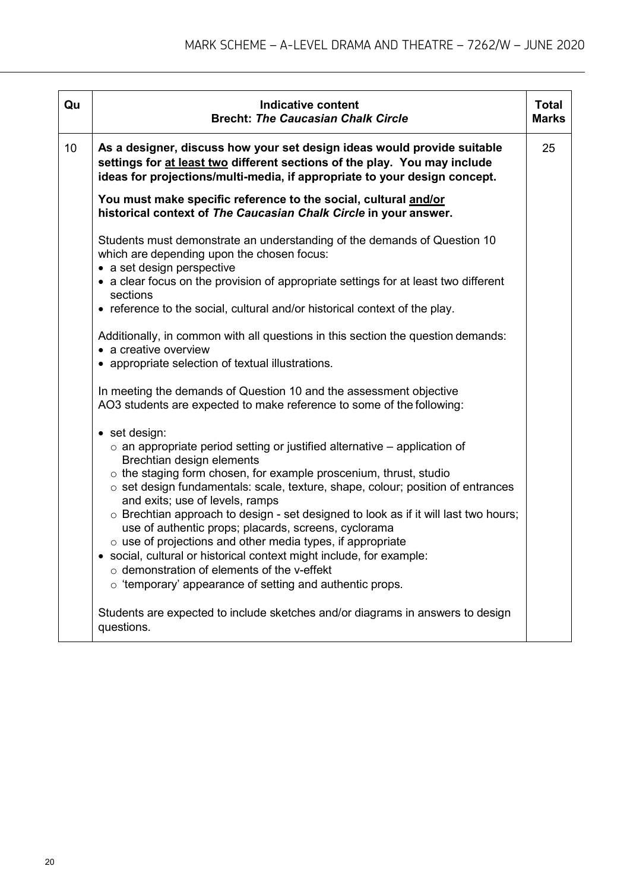| Qu | Indicative content<br>**Brecht: *The Caucasian Chalk Circle*** | Total Marks |
|---|---|---|
| 10 | **As a designer, discuss how your set design ideas would provide suitable settings for <u>at least two</u> different sections of the play. You may include ideas for projections/multi-media, if appropriate to your design concept.**<br><br>**You must make specific reference to the social, cultural <u>and/or</u> historical context of *The Caucasian Chalk Circle* in your answer.**<br><br>Students must demonstrate an understanding of the demands of Question 10 which are depending upon the chosen focus:<br>• a set design perspective<br>• a clear focus on the provision of appropriate settings for at least two different sections<br>• reference to the social, cultural and/or historical context of the play.<br><br>Additionally, in common with all questions in this section the question demands:<br>• a creative overview<br>• appropriate selection of textual illustrations.<br><br>In meeting the demands of Question 10 and the assessment objective AO3 students are expected to make reference to some of the following:<br><br>• set design:<br>  ○ an appropriate period setting or justified alternative – application of Brechtian design elements<br>  ○ the staging form chosen, for example proscenium, thrust, studio<br>  ○ set design fundamentals: scale, texture, shape, colour; position of entrances and exits; use of levels, ramps<br>  ○ Brechtian approach to design - set designed to look as if it will last two hours; use of authentic props; placards, screens, cyclorama<br>  ○ use of projections and other media types, if appropriate<br>• social, cultural or historical context might include, for example:<br>  ○ demonstration of elements of the v-effekt<br>  ○ 'temporary' appearance of setting and authentic props.<br><br>Students are expected to include sketches and/or diagrams in answers to design questions. | 25 |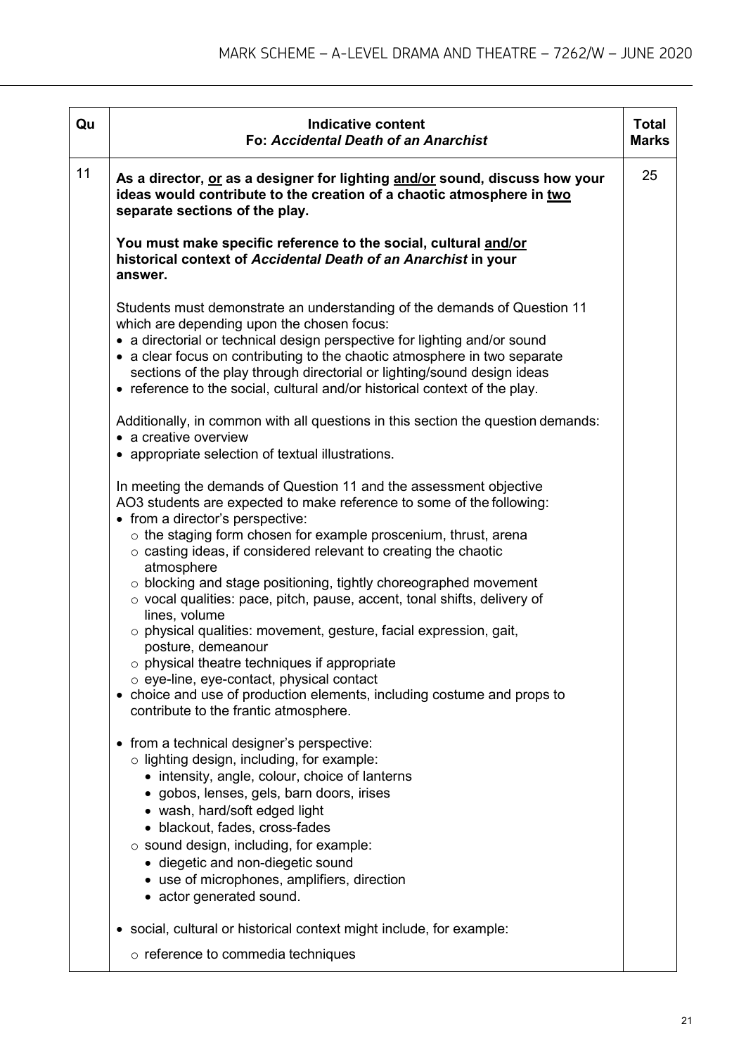| Qu | Indicative content<br>Fo: *Accidental Death of an Anarchist* | Total Marks |
|---|---|---|
| 11 | **As a director, <u>or</u> as a designer for lighting <u>and/or</u> sound, discuss how your ideas would contribute to the creation of a chaotic atmosphere in <u>two</u> separate sections of the play.**<br><br>**You must make specific reference to the social, cultural <u>and/or</u> historical context of *Accidental Death of an Anarchist* in your answer.**<br><br>Students must demonstrate an understanding of the demands of Question 11 which are depending upon the chosen focus:<br>• a directorial or technical design perspective for lighting and/or sound<br>• a clear focus on contributing to the chaotic atmosphere in two separate sections of the play through directorial or lighting/sound design ideas<br>• reference to the social, cultural and/or historical context of the play.<br><br>Additionally, in common with all questions in this section the question demands:<br>• a creative overview<br>• appropriate selection of textual illustrations.<br><br>In meeting the demands of Question 11 and the assessment objective AO3 students are expected to make reference to some of the following:<br>• from a director's perspective:<br>&nbsp;&nbsp;○ the staging form chosen for example proscenium, thrust, arena<br>&nbsp;&nbsp;○ casting ideas, if considered relevant to creating the chaotic atmosphere<br>&nbsp;&nbsp;○ blocking and stage positioning, tightly choreographed movement<br>&nbsp;&nbsp;○ vocal qualities: pace, pitch, pause, accent, tonal shifts, delivery of lines, volume<br>&nbsp;&nbsp;○ physical qualities: movement, gesture, facial expression, gait, posture, demeanour<br>&nbsp;&nbsp;○ physical theatre techniques if appropriate<br>&nbsp;&nbsp;○ eye-line, eye-contact, physical contact<br>• choice and use of production elements, including costume and props to contribute to the frantic atmosphere.<br><br>• from a technical designer's perspective:<br>&nbsp;&nbsp;○ lighting design, including, for example:<br>&nbsp;&nbsp;&nbsp;&nbsp;• intensity, angle, colour, choice of lanterns<br>&nbsp;&nbsp;&nbsp;&nbsp;• gobos, lenses, gels, barn doors, irises<br>&nbsp;&nbsp;&nbsp;&nbsp;• wash, hard/soft edged light<br>&nbsp;&nbsp;&nbsp;&nbsp;• blackout, fades, cross-fades<br>&nbsp;&nbsp;○ sound design, including, for example:<br>&nbsp;&nbsp;&nbsp;&nbsp;• diegetic and non-diegetic sound<br>&nbsp;&nbsp;&nbsp;&nbsp;• use of microphones, amplifiers, direction<br>&nbsp;&nbsp;&nbsp;&nbsp;• actor generated sound.<br><br>• social, cultural or historical context might include, for example:<br>&nbsp;&nbsp;○ reference to commedia techniques | 25 |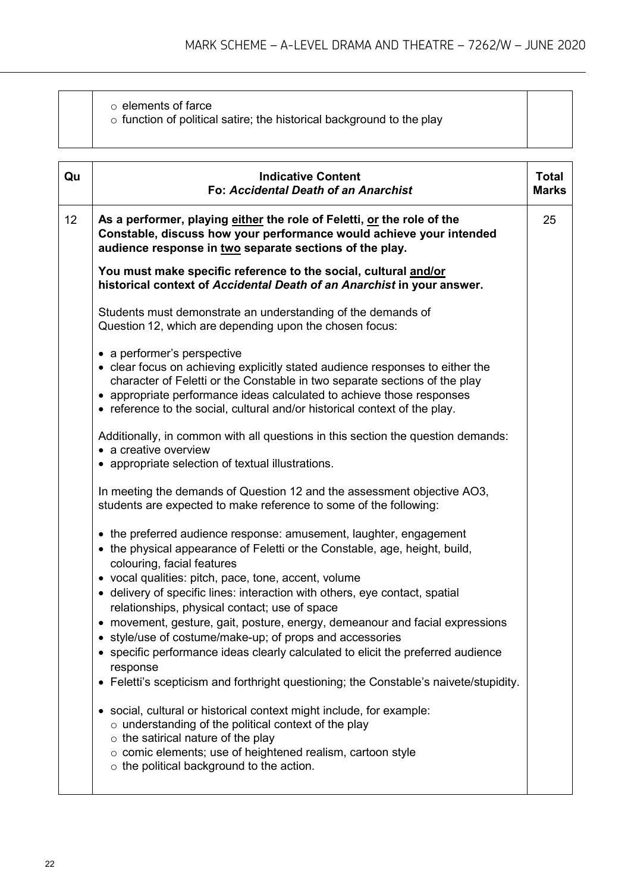| | | |
|---|---|---|
| | ○ elements of farce<br>○ function of political satire; the historical background to the play | |

| Qu | Indicative Content<br>Fo: *Accidental Death of an Anarchist* | Total Marks |
|---|---|---|
| 12 | **As a performer, playing either the role of Feletti, or the role of the Constable, discuss how your performance would achieve your intended audience response in two separate sections of the play.**<br><br>**You must make specific reference to the social, cultural and/or historical context of *Accidental Death of an Anarchist* in your answer.**<br><br>Students must demonstrate an understanding of the demands of Question 12, which are depending upon the chosen focus:<br><br>• a performer's perspective<br>• clear focus on achieving explicitly stated audience responses to either the character of Feletti or the Constable in two separate sections of the play<br>• appropriate performance ideas calculated to achieve those responses<br>• reference to the social, cultural and/or historical context of the play.<br><br>Additionally, in common with all questions in this section the question demands:<br>• a creative overview<br>• appropriate selection of textual illustrations.<br><br>In meeting the demands of Question 12 and the assessment objective AO3, students are expected to make reference to some of the following:<br><br>• the preferred audience response: amusement, laughter, engagement<br>• the physical appearance of Feletti or the Constable, age, height, build, colouring, facial features<br>• vocal qualities: pitch, pace, tone, accent, volume<br>• delivery of specific lines: interaction with others, eye contact, spatial relationships, physical contact; use of space<br>• movement, gesture, gait, posture, energy, demeanour and facial expressions<br>• style/use of costume/make-up; of props and accessories<br>• specific performance ideas clearly calculated to elicit the preferred audience response<br>• Feletti's scepticism and forthright questioning; the Constable's naivete/stupidity.<br><br>• social, cultural or historical context might include, for example:<br>○ understanding of the political context of the play<br>○ the satirical nature of the play<br>○ comic elements; use of heightened realism, cartoon style<br>○ the political background to the action. | 25 |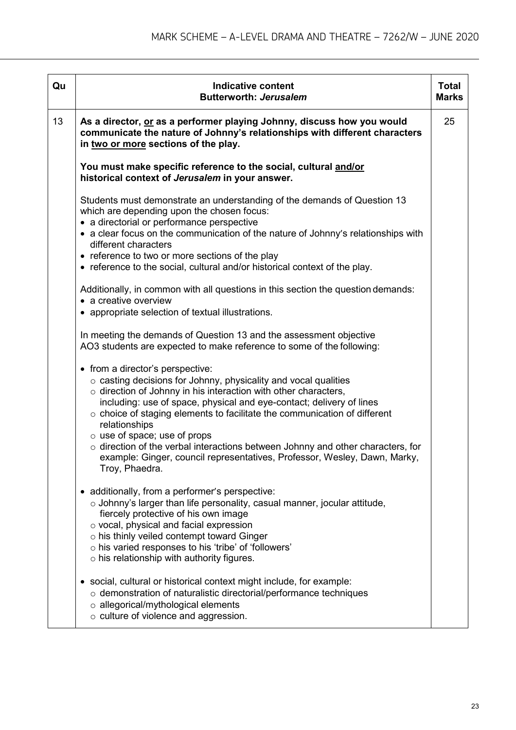| Qu | Indicative content<br>**Butterworth: *Jerusalem*** | Total Marks |
|---|---|---|
| 13 | **As a director, <u>or</u> as a performer playing Johnny, discuss how you would communicate the nature of Johnny's relationships with different characters in <u>two or more</u> sections of the play.**<br><br>**You must make specific reference to the social, cultural <u>and/or</u> historical context of *Jerusalem* in your answer.**<br><br>Students must demonstrate an understanding of the demands of Question 13 which are depending upon the chosen focus:<br>• a directorial or performance perspective<br>• a clear focus on the communication of the nature of Johnny's relationships with different characters<br>• reference to two or more sections of the play<br>• reference to the social, cultural and/or historical context of the play.<br><br>Additionally, in common with all questions in this section the question demands:<br>• a creative overview<br>• appropriate selection of textual illustrations.<br><br>In meeting the demands of Question 13 and the assessment objective AO3 students are expected to make reference to some of the following:<br><br>• from a director's perspective:<br>&nbsp;&nbsp;○ casting decisions for Johnny, physicality and vocal qualities<br>&nbsp;&nbsp;○ direction of Johnny in his interaction with other characters, including: use of space, physical and eye-contact; delivery of lines<br>&nbsp;&nbsp;○ choice of staging elements to facilitate the communication of different relationships<br>&nbsp;&nbsp;○ use of space; use of props<br>&nbsp;&nbsp;○ direction of the verbal interactions between Johnny and other characters, for example: Ginger, council representatives, Professor, Wesley, Dawn, Marky, Troy, Phaedra.<br><br>• additionally, from a performer's perspective:<br>&nbsp;&nbsp;○ Johnny's larger than life personality, casual manner, jocular attitude, fiercely protective of his own image<br>&nbsp;&nbsp;○ vocal, physical and facial expression<br>&nbsp;&nbsp;○ his thinly veiled contempt toward Ginger<br>&nbsp;&nbsp;○ his varied responses to his 'tribe' of 'followers'<br>&nbsp;&nbsp;○ his relationship with authority figures.<br><br>• social, cultural or historical context might include, for example:<br>&nbsp;&nbsp;○ demonstration of naturalistic directorial/performance techniques<br>&nbsp;&nbsp;○ allegorical/mythological elements<br>&nbsp;&nbsp;○ culture of violence and aggression. | 25 |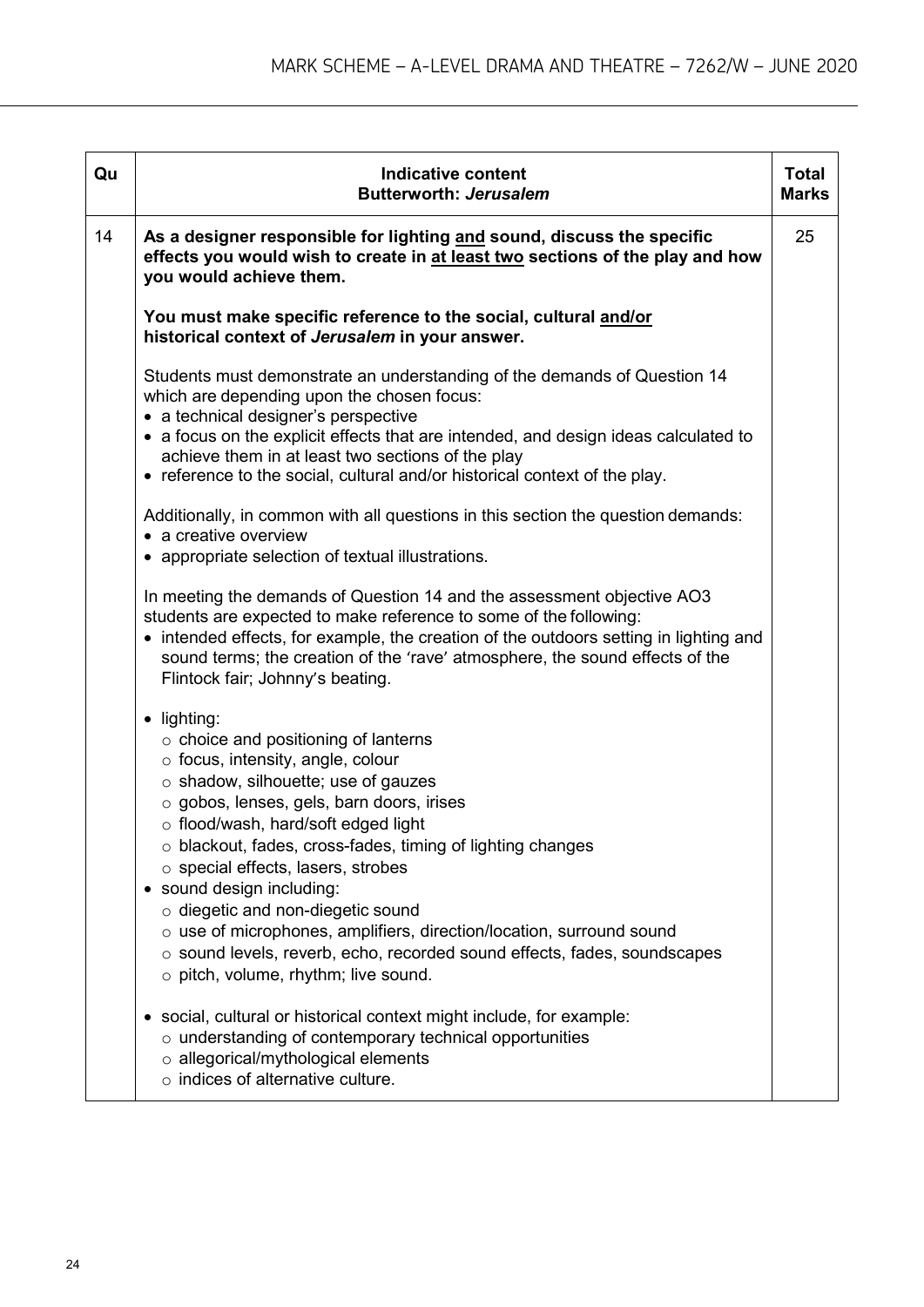| Qu | Indicative content<br>**Butterworth: *Jerusalem*** | Total Marks |
|---|---|---|
| 14 | **As a designer responsible for lighting and sound, discuss the specific effects you would wish to create in at least two sections of the play and how you would achieve them.**<br><br>**You must make specific reference to the social, cultural and/or historical context of *Jerusalem* in your answer.**<br><br>Students must demonstrate an understanding of the demands of Question 14 which are depending upon the chosen focus:<br>• a technical designer's perspective<br>• a focus on the explicit effects that are intended, and design ideas calculated to achieve them in at least two sections of the play<br>• reference to the social, cultural and/or historical context of the play.<br><br>Additionally, in common with all questions in this section the question demands:<br>• a creative overview<br>• appropriate selection of textual illustrations.<br><br>In meeting the demands of Question 14 and the assessment objective AO3 students are expected to make reference to some of the following:<br>• intended effects, for example, the creation of the outdoors setting in lighting and sound terms; the creation of the 'rave' atmosphere, the sound effects of the Flintock fair; Johnny's beating.<br><br>• lighting:<br>&nbsp;&nbsp;○ choice and positioning of lanterns<br>&nbsp;&nbsp;○ focus, intensity, angle, colour<br>&nbsp;&nbsp;○ shadow, silhouette; use of gauzes<br>&nbsp;&nbsp;○ gobos, lenses, gels, barn doors, irises<br>&nbsp;&nbsp;○ flood/wash, hard/soft edged light<br>&nbsp;&nbsp;○ blackout, fades, cross-fades, timing of lighting changes<br>&nbsp;&nbsp;○ special effects, lasers, strobes<br>• sound design including:<br>&nbsp;&nbsp;○ diegetic and non-diegetic sound<br>&nbsp;&nbsp;○ use of microphones, amplifiers, direction/location, surround sound<br>&nbsp;&nbsp;○ sound levels, reverb, echo, recorded sound effects, fades, soundscapes<br>&nbsp;&nbsp;○ pitch, volume, rhythm; live sound.<br><br>• social, cultural or historical context might include, for example:<br>&nbsp;&nbsp;○ understanding of contemporary technical opportunities<br>&nbsp;&nbsp;○ allegorical/mythological elements<br>&nbsp;&nbsp;○ indices of alternative culture. | 25 |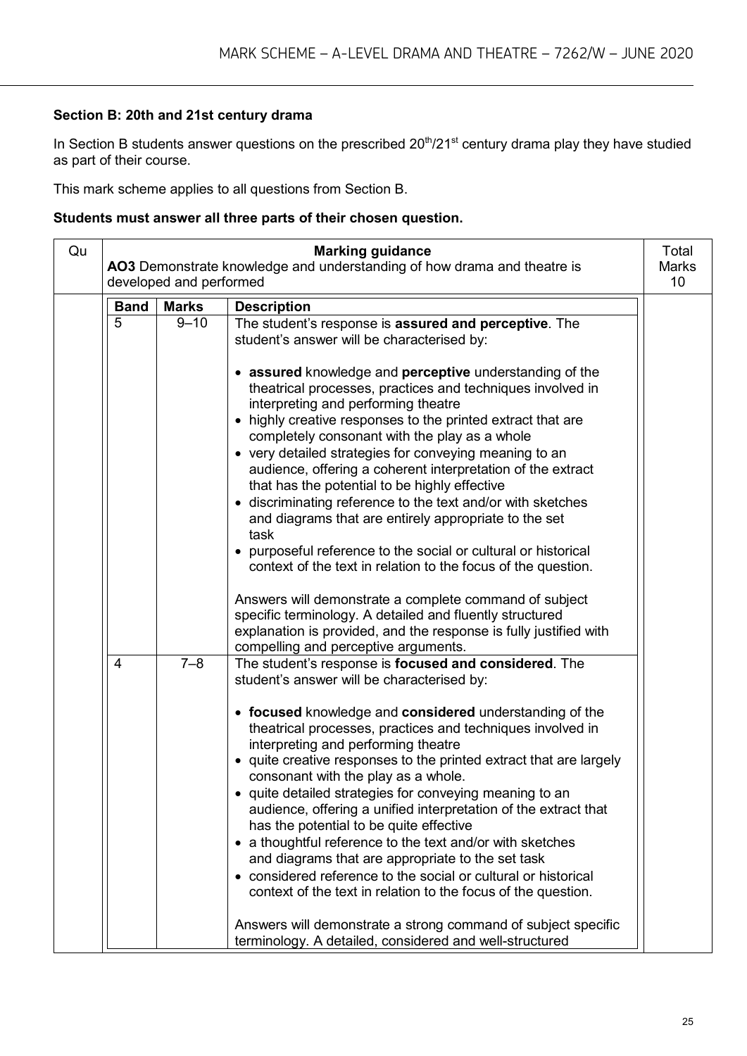### Section B: 20th and 21st century drama

In Section B students answer questions on the prescribed 20th/21st century drama play they have studied as part of their course.

This mark scheme applies to all questions from Section B.

**Students must answer all three parts of their chosen question.**

| Qu | Marking guidance<br>**AO3** Demonstrate knowledge and understanding of how drama and theatre is developed and performed | | | Total Marks 10 |
|---|---|---|---|---|
| | **Band** | **Marks** | **Description** | |
| | 5 | 9–10 | The student's response is **assured and perceptive**. The student's answer will be characterised by:<br><br>• **assured** knowledge and **perceptive** understanding of the theatrical processes, practices and techniques involved in interpreting and performing theatre<br>• highly creative responses to the printed extract that are completely consonant with the play as a whole<br>• very detailed strategies for conveying meaning to an audience, offering a coherent interpretation of the extract that has the potential to be highly effective<br>• discriminating reference to the text and/or with sketches and diagrams that are entirely appropriate to the set task<br>• purposeful reference to the social or cultural or historical context of the text in relation to the focus of the question.<br><br>Answers will demonstrate a complete command of subject specific terminology. A detailed and fluently structured explanation is provided, and the response is fully justified with compelling and perceptive arguments. | |
| | 4 | 7–8 | The student's response is **focused and considered**. The student's answer will be characterised by:<br><br>• **focused** knowledge and **considered** understanding of the theatrical processes, practices and techniques involved in interpreting and performing theatre<br>• quite creative responses to the printed extract that are largely consonant with the play as a whole.<br>• quite detailed strategies for conveying meaning to an audience, offering a unified interpretation of the extract that has the potential to be quite effective<br>• a thoughtful reference to the text and/or with sketches and diagrams that are appropriate to the set task<br>• considered reference to the social or cultural or historical context of the text in relation to the focus of the question.<br><br>Answers will demonstrate a strong command of subject specific terminology. A detailed, considered and well-structured | |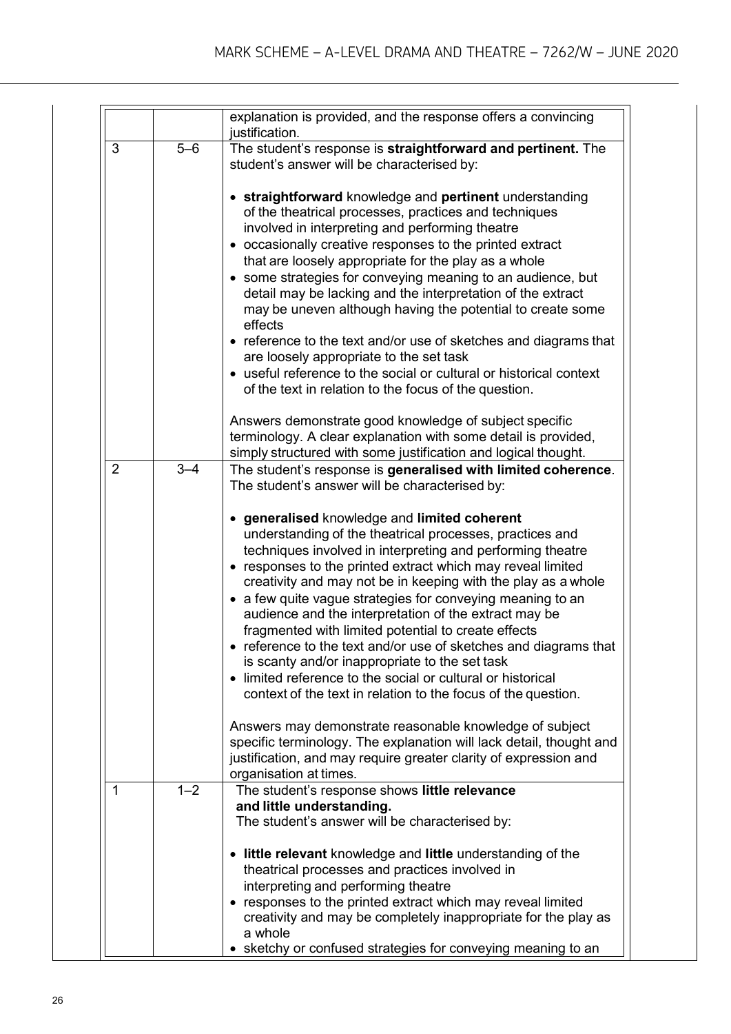| | | |
|---|---|---|
| | | explanation is provided, and the response offers a convincing justification. |
| 3 | 5–6 | The student's response is **straightforward and pertinent.** The student's answer will be characterised by:<br><br>• **straightforward** knowledge and **pertinent** understanding of the theatrical processes, practices and techniques involved in interpreting and performing theatre<br>• occasionally creative responses to the printed extract that are loosely appropriate for the play as a whole<br>• some strategies for conveying meaning to an audience, but detail may be lacking and the interpretation of the extract may be uneven although having the potential to create some effects<br>• reference to the text and/or use of sketches and diagrams that are loosely appropriate to the set task<br>• useful reference to the social or cultural or historical context of the text in relation to the focus of the question.<br><br>Answers demonstrate good knowledge of subject specific terminology. A clear explanation with some detail is provided, simply structured with some justification and logical thought. |
| 2 | 3–4 | The student's response is **generalised with limited coherence**. The student's answer will be characterised by:<br><br>• **generalised** knowledge and **limited coherent** understanding of the theatrical processes, practices and techniques involved in interpreting and performing theatre<br>• responses to the printed extract which may reveal limited creativity and may not be in keeping with the play as a whole<br>• a few quite vague strategies for conveying meaning to an audience and the interpretation of the extract may be fragmented with limited potential to create effects<br>• reference to the text and/or use of sketches and diagrams that is scanty and/or inappropriate to the set task<br>• limited reference to the social or cultural or historical context of the text in relation to the focus of the question.<br><br>Answers may demonstrate reasonable knowledge of subject specific terminology. The explanation will lack detail, thought and justification, and may require greater clarity of expression and organisation at times. |
| 1 | 1–2 | The student's response shows **little relevance and little understanding.**<br>The student's answer will be characterised by:<br><br>• **little relevant** knowledge and **little** understanding of the theatrical processes and practices involved in interpreting and performing theatre<br>• responses to the printed extract which may reveal limited creativity and may be completely inappropriate for the play as a whole<br>• sketchy or confused strategies for conveying meaning to an |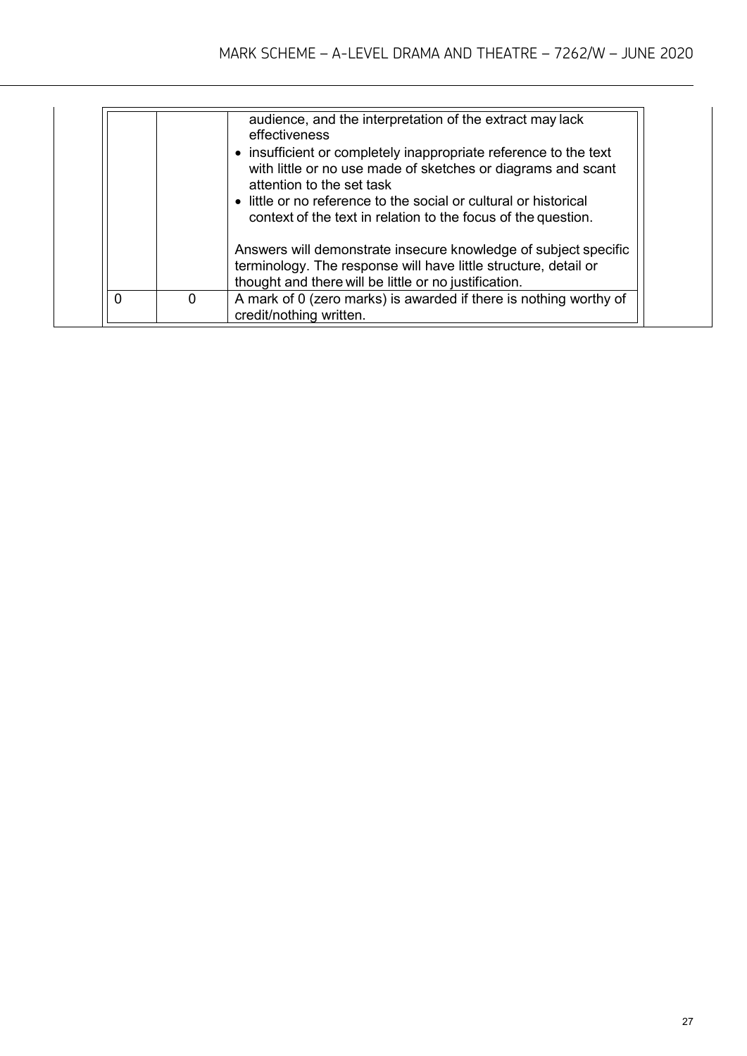| | | |
|---|---|---|
| | | audience, and the interpretation of the extract may lack effectiveness<br>• insufficient or completely inappropriate reference to the text with little or no use made of sketches or diagrams and scant attention to the set task<br>• little or no reference to the social or cultural or historical context of the text in relation to the focus of the question.<br><br>Answers will demonstrate insecure knowledge of subject specific terminology. The response will have little structure, detail or thought and there will be little or no justification. |
| 0 | 0 | A mark of 0 (zero marks) is awarded if there is nothing worthy of credit/nothing written. |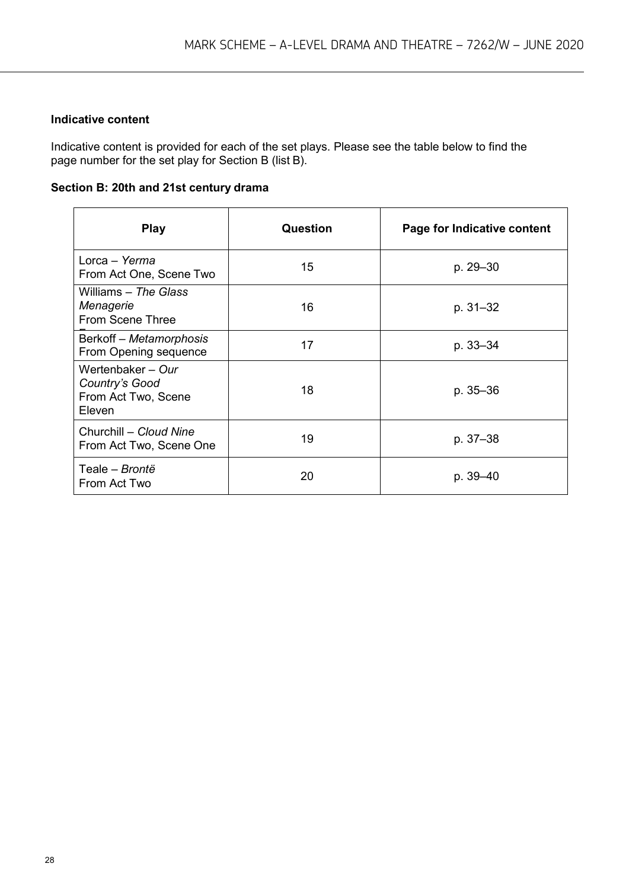**Indicative content**

Indicative content is provided for each of the set plays. Please see the table below to find the page number for the set play for Section B (list B).

**Section B: 20th and 21st century drama**

| Play | Question | Page for Indicative content |
|---|---|---|
| Lorca – *Yerma*<br>From Act One, Scene Two | 15 | p. 29–30 |
| Williams – *The Glass Menagerie*<br>From Scene Three | 16 | p. 31–32 |
| Berkoff – *Metamorphosis*<br>From Opening sequence | 17 | p. 33–34 |
| Wertenbaker – *Our Country's Good*<br>From Act Two, Scene Eleven | 18 | p. 35–36 |
| Churchill – *Cloud Nine*<br>From Act Two, Scene One | 19 | p. 37–38 |
| Teale – *Brontë*<br>From Act Two | 20 | p. 39–40 |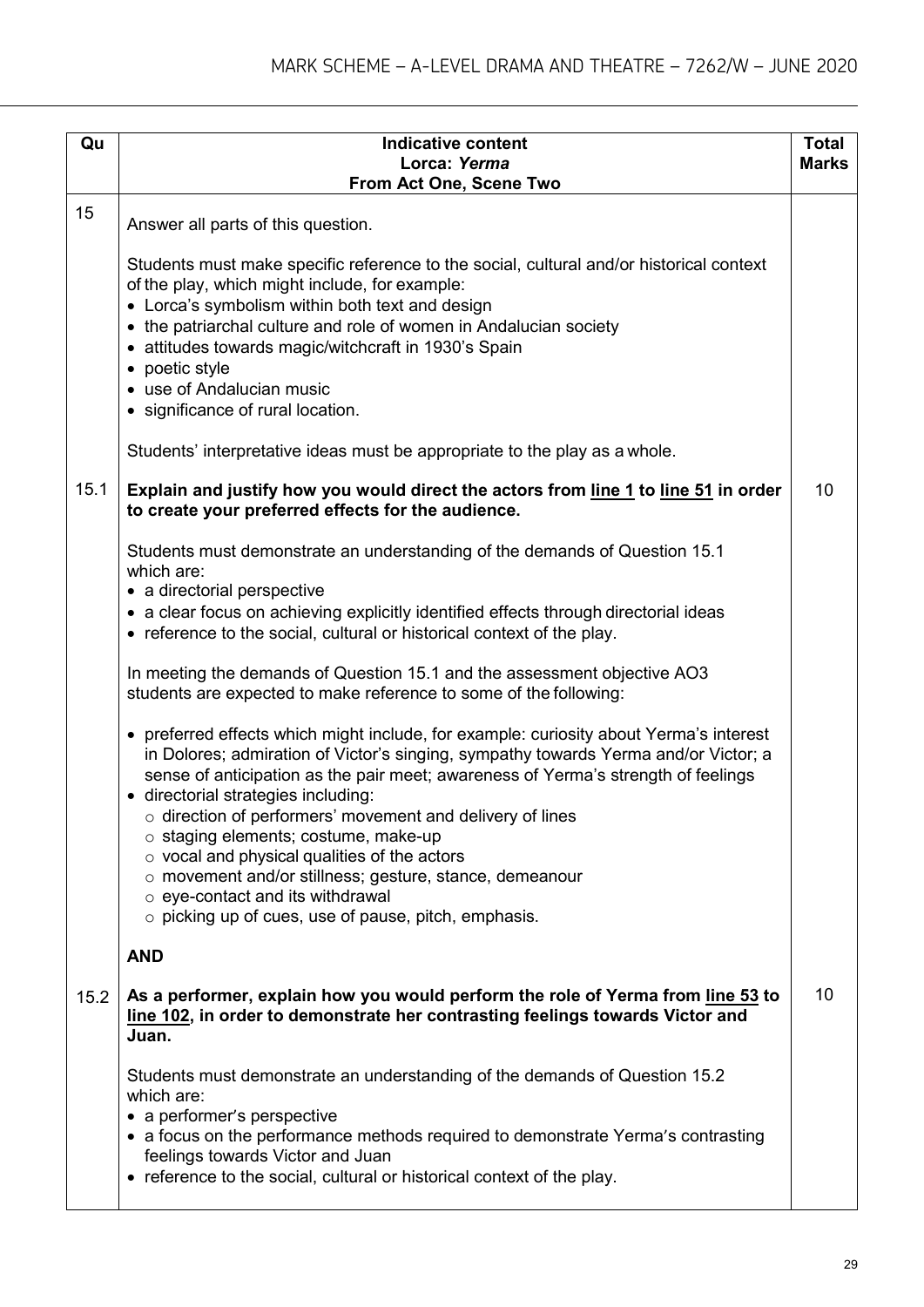| Qu | Indicative content<br>Lorca: *Yerma*<br>From Act One, Scene Two | Total Marks |
|---|---|---|
| 15 | Answer all parts of this question.<br><br>Students must make specific reference to the social, cultural and/or historical context of the play, which might include, for example:<br>• Lorca's symbolism within both text and design<br>• the patriarchal culture and role of women in Andalucian society<br>• attitudes towards magic/witchcraft in 1930's Spain<br>• poetic style<br>• use of Andalucian music<br>• significance of rural location.<br><br>Students' interpretative ideas must be appropriate to the play as a whole. | |
| 15.1 | **Explain and justify how you would direct the actors from line 1 to line 51 in order to create your preferred effects for the audience.**<br><br>Students must demonstrate an understanding of the demands of Question 15.1 which are:<br>• a directorial perspective<br>• a clear focus on achieving explicitly identified effects through directorial ideas<br>• reference to the social, cultural or historical context of the play.<br><br>In meeting the demands of Question 15.1 and the assessment objective AO3 students are expected to make reference to some of the following:<br><br>• preferred effects which might include, for example: curiosity about Yerma's interest in Dolores; admiration of Victor's singing, sympathy towards Yerma and/or Victor; a sense of anticipation as the pair meet; awareness of Yerma's strength of feelings<br>• directorial strategies including:<br>○ direction of performers' movement and delivery of lines<br>○ staging elements; costume, make-up<br>○ vocal and physical qualities of the actors<br>○ movement and/or stillness; gesture, stance, demeanour<br>○ eye-contact and its withdrawal<br>○ picking up of cues, use of pause, pitch, emphasis.<br><br>**AND** | 10 |
| 15.2 | **As a performer, explain how you would perform the role of Yerma from line 53 to line 102, in order to demonstrate her contrasting feelings towards Victor and Juan.**<br><br>Students must demonstrate an understanding of the demands of Question 15.2 which are:<br>• a performer's perspective<br>• a focus on the performance methods required to demonstrate Yerma's contrasting feelings towards Victor and Juan<br>• reference to the social, cultural or historical context of the play. | 10 |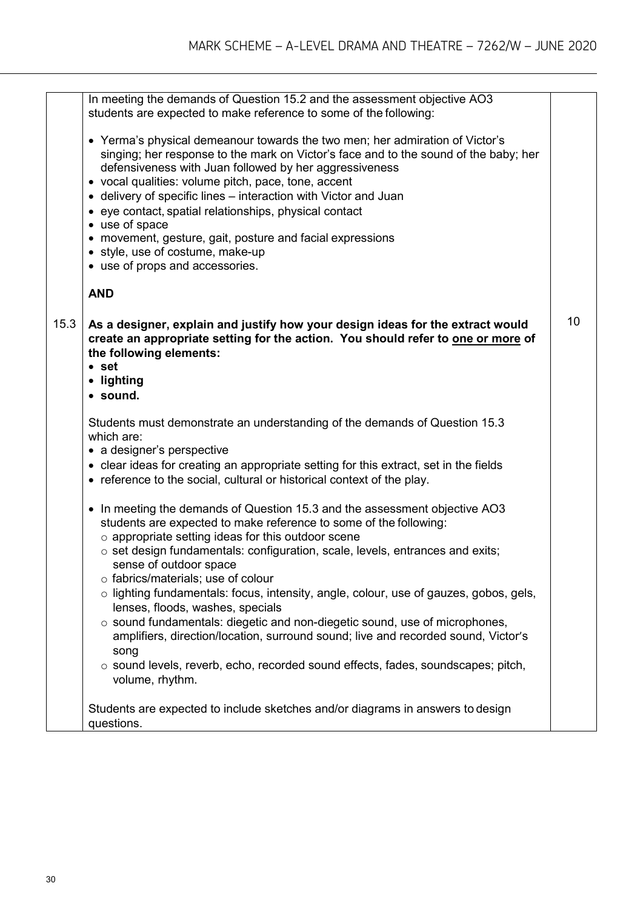| | | |
|---|---|---|
| | In meeting the demands of Question 15.2 and the assessment objective AO3 students are expected to make reference to some of the following:<br><br>• Yerma's physical demeanour towards the two men; her admiration of Victor's singing; her response to the mark on Victor's face and to the sound of the baby; her defensiveness with Juan followed by her aggressiveness<br>• vocal qualities: volume pitch, pace, tone, accent<br>• delivery of specific lines – interaction with Victor and Juan<br>• eye contact, spatial relationships, physical contact<br>• use of space<br>• movement, gesture, gait, posture and facial expressions<br>• style, use of costume, make-up<br>• use of props and accessories.<br><br>**AND** | |
| 15.3 | **As a designer, explain and justify how your design ideas for the extract would create an appropriate setting for the action. You should refer to <u>one or more</u> of the following elements:**<br>• **set**<br>• **lighting**<br>• **sound.**<br><br>Students must demonstrate an understanding of the demands of Question 15.3 which are:<br>• a designer's perspective<br>• clear ideas for creating an appropriate setting for this extract, set in the fields<br>• reference to the social, cultural or historical context of the play.<br><br>• In meeting the demands of Question 15.3 and the assessment objective AO3 students are expected to make reference to some of the following:<br>  ○ appropriate setting ideas for this outdoor scene<br>  ○ set design fundamentals: configuration, scale, levels, entrances and exits; sense of outdoor space<br>  ○ fabrics/materials; use of colour<br>  ○ lighting fundamentals: focus, intensity, angle, colour, use of gauzes, gobos, gels, lenses, floods, washes, specials<br>  ○ sound fundamentals: diegetic and non-diegetic sound, use of microphones, amplifiers, direction/location, surround sound; live and recorded sound, Victor's song<br>  ○ sound levels, reverb, echo, recorded sound effects, fades, soundscapes; pitch, volume, rhythm.<br><br>Students are expected to include sketches and/or diagrams in answers to design questions. | 10 |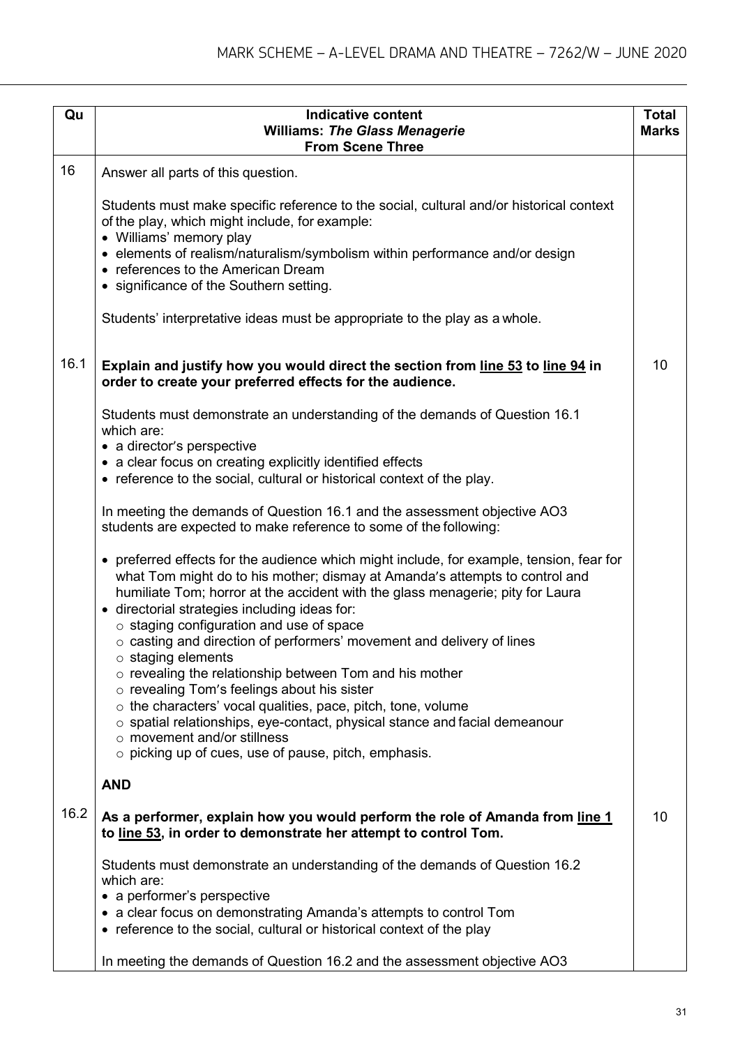| Qu | Indicative content<br>**Williams: *The Glass Menagerie***<br>**From Scene Three** | Total Marks |
|---|---|---|
| 16 | Answer all parts of this question.<br><br>Students must make specific reference to the social, cultural and/or historical context of the play, which might include, for example:<br>• Williams' memory play<br>• elements of realism/naturalism/symbolism within performance and/or design<br>• references to the American Dream<br>• significance of the Southern setting.<br><br>Students' interpretative ideas must be appropriate to the play as a whole. | |
| 16.1 | **Explain and justify how you would direct the section from <u>line 53</u> to <u>line 94</u> in order to create your preferred effects for the audience.**<br><br>Students must demonstrate an understanding of the demands of Question 16.1 which are:<br>• a director's perspective<br>• a clear focus on creating explicitly identified effects<br>• reference to the social, cultural or historical context of the play.<br><br>In meeting the demands of Question 16.1 and the assessment objective AO3 students are expected to make reference to some of the following:<br><br>• preferred effects for the audience which might include, for example, tension, fear for what Tom might do to his mother; dismay at Amanda's attempts to control and humiliate Tom; horror at the accident with the glass menagerie; pity for Laura<br>• directorial strategies including ideas for:<br>&nbsp;&nbsp;○ staging configuration and use of space<br>&nbsp;&nbsp;○ casting and direction of performers' movement and delivery of lines<br>&nbsp;&nbsp;○ staging elements<br>&nbsp;&nbsp;○ revealing the relationship between Tom and his mother<br>&nbsp;&nbsp;○ revealing Tom's feelings about his sister<br>&nbsp;&nbsp;○ the characters' vocal qualities, pace, pitch, tone, volume<br>&nbsp;&nbsp;○ spatial relationships, eye-contact, physical stance and facial demeanour<br>&nbsp;&nbsp;○ movement and/or stillness<br>&nbsp;&nbsp;○ picking up of cues, use of pause, pitch, emphasis.<br><br>**AND** | 10 |
| 16.2 | **As a performer, explain how you would perform the role of Amanda from <u>line 1</u> to <u>line 53</u>, in order to demonstrate her attempt to control Tom.**<br><br>Students must demonstrate an understanding of the demands of Question 16.2 which are:<br>• a performer's perspective<br>• a clear focus on demonstrating Amanda's attempts to control Tom<br>• reference to the social, cultural or historical context of the play<br><br>In meeting the demands of Question 16.2 and the assessment objective AO3 | 10 |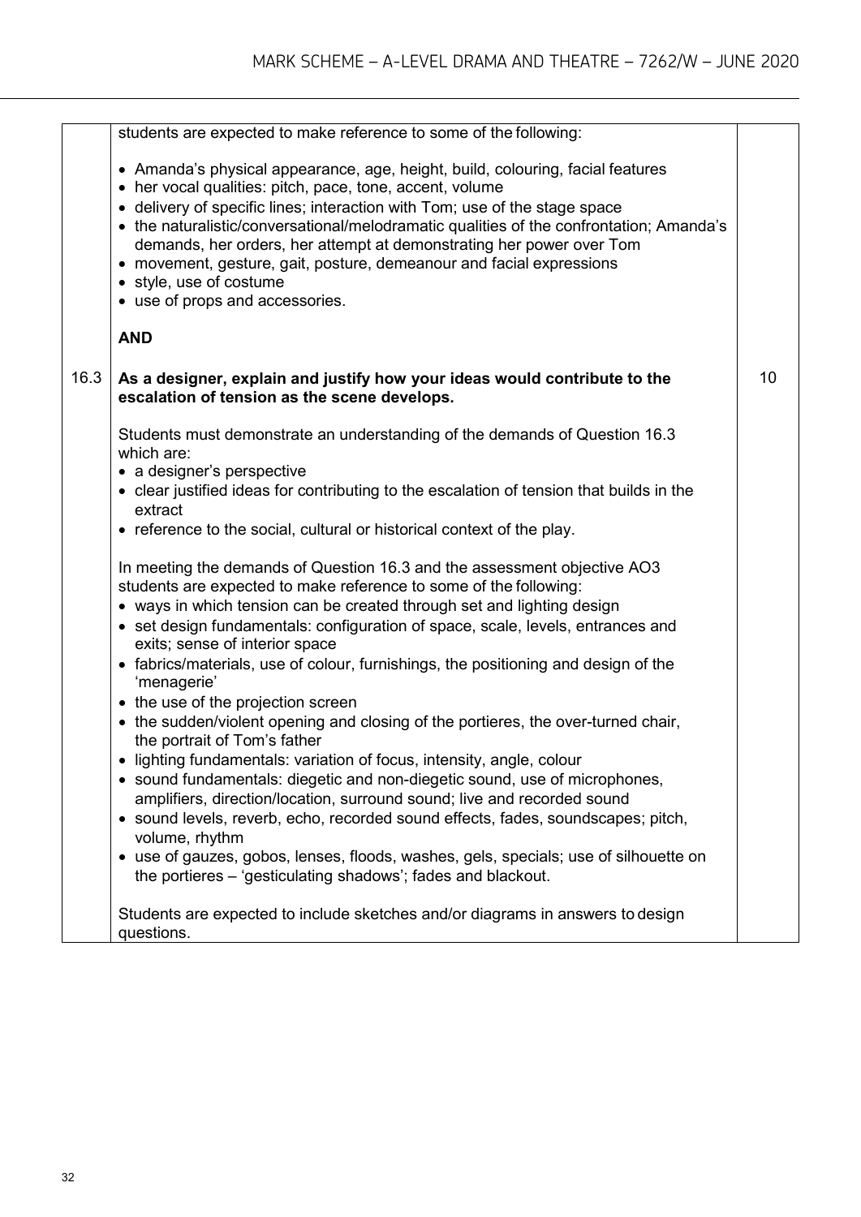| | | |
|---|---|---|
| | students are expected to make reference to some of the following:<br><br>• Amanda's physical appearance, age, height, build, colouring, facial features<br>• her vocal qualities: pitch, pace, tone, accent, volume<br>• delivery of specific lines; interaction with Tom; use of the stage space<br>• the naturalistic/conversational/melodramatic qualities of the confrontation; Amanda's demands, her orders, her attempt at demonstrating her power over Tom<br>• movement, gesture, gait, posture, demeanour and facial expressions<br>• style, use of costume<br>• use of props and accessories.<br><br>**AND** | |
| 16.3 | **As a designer, explain and justify how your ideas would contribute to the escalation of tension as the scene develops.**<br><br>Students must demonstrate an understanding of the demands of Question 16.3 which are:<br>• a designer's perspective<br>• clear justified ideas for contributing to the escalation of tension that builds in the extract<br>• reference to the social, cultural or historical context of the play.<br><br>In meeting the demands of Question 16.3 and the assessment objective AO3 students are expected to make reference to some of the following:<br>• ways in which tension can be created through set and lighting design<br>• set design fundamentals: configuration of space, scale, levels, entrances and exits; sense of interior space<br>• fabrics/materials, use of colour, furnishings, the positioning and design of the 'menagerie'<br>• the use of the projection screen<br>• the sudden/violent opening and closing of the portieres, the over-turned chair, the portrait of Tom's father<br>• lighting fundamentals: variation of focus, intensity, angle, colour<br>• sound fundamentals: diegetic and non-diegetic sound, use of microphones, amplifiers, direction/location, surround sound; live and recorded sound<br>• sound levels, reverb, echo, recorded sound effects, fades, soundscapes; pitch, volume, rhythm<br>• use of gauzes, gobos, lenses, floods, washes, gels, specials; use of silhouette on the portieres – 'gesticulating shadows'; fades and blackout.<br><br>Students are expected to include sketches and/or diagrams in answers to design questions. | 10 |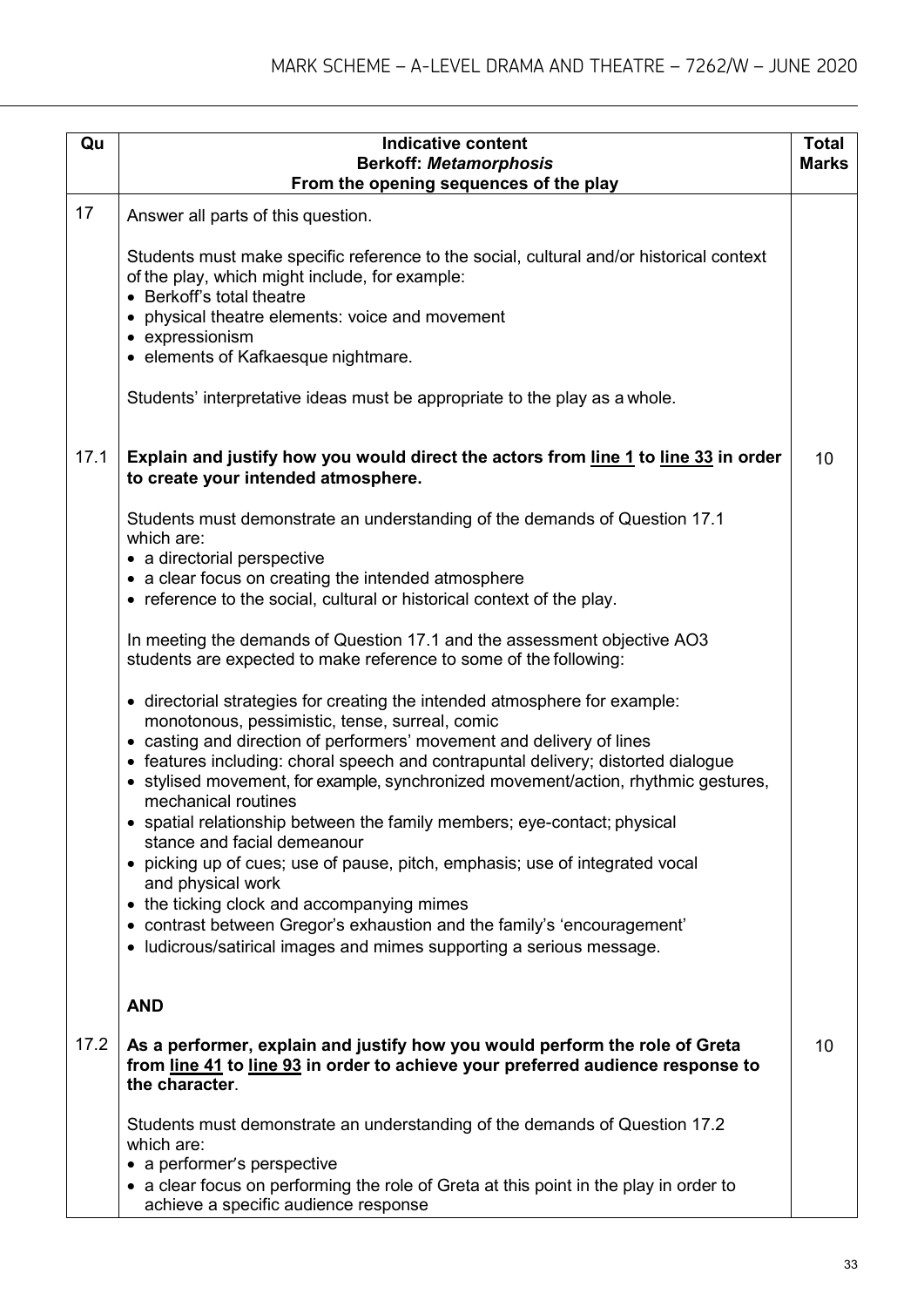| Qu | Indicative content<br>**Berkoff: *Metamorphosis***<br>**From the opening sequences of the play** | Total Marks |
|---|---|---|
| 17 | Answer all parts of this question.<br><br>Students must make specific reference to the social, cultural and/or historical context of the play, which might include, for example:<br>• Berkoff's total theatre<br>• physical theatre elements: voice and movement<br>• expressionism<br>• elements of Kafkaesque nightmare.<br><br>Students' interpretative ideas must be appropriate to the play as a whole. | |
| 17.1 | **Explain and justify how you would direct the actors from line 1 to line 33 in order to create your intended atmosphere.**<br><br>Students must demonstrate an understanding of the demands of Question 17.1 which are:<br>• a directorial perspective<br>• a clear focus on creating the intended atmosphere<br>• reference to the social, cultural or historical context of the play.<br><br>In meeting the demands of Question 17.1 and the assessment objective AO3 students are expected to make reference to some of the following:<br><br>• directorial strategies for creating the intended atmosphere for example: monotonous, pessimistic, tense, surreal, comic<br>• casting and direction of performers' movement and delivery of lines<br>• features including: choral speech and contrapuntal delivery; distorted dialogue<br>• stylised movement, for example, synchronized movement/action, rhythmic gestures, mechanical routines<br>• spatial relationship between the family members; eye-contact; physical stance and facial demeanour<br>• picking up of cues; use of pause, pitch, emphasis; use of integrated vocal and physical work<br>• the ticking clock and accompanying mimes<br>• contrast between Gregor's exhaustion and the family's 'encouragement'<br>• ludicrous/satirical images and mimes supporting a serious message.<br><br>**AND** | 10 |
| 17.2 | **As a performer, explain and justify how you would perform the role of Greta from line 41 to line 93 in order to achieve your preferred audience response to the character**.<br><br>Students must demonstrate an understanding of the demands of Question 17.2 which are:<br>• a performer's perspective<br>• a clear focus on performing the role of Greta at this point in the play in order to achieve a specific audience response | 10 |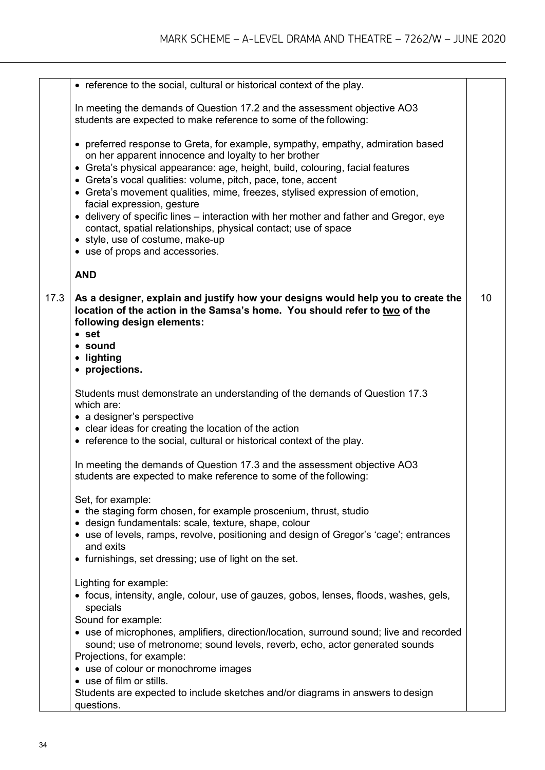| | | |
|---|---|---|
| | • reference to the social, cultural or historical context of the play.<br><br>In meeting the demands of Question 17.2 and the assessment objective AO3 students are expected to make reference to some of the following:<br><br>• preferred response to Greta, for example, sympathy, empathy, admiration based on her apparent innocence and loyalty to her brother<br>• Greta's physical appearance: age, height, build, colouring, facial features<br>• Greta's vocal qualities: volume, pitch, pace, tone, accent<br>• Greta's movement qualities, mime, freezes, stylised expression of emotion, facial expression, gesture<br>• delivery of specific lines – interaction with her mother and father and Gregor, eye contact, spatial relationships, physical contact; use of space<br>• style, use of costume, make-up<br>• use of props and accessories.<br><br>**AND** | |
| 17.3 | **As a designer, explain and justify how your designs would help you to create the location of the action in the Samsa's home. You should refer to <u>two</u> of the following design elements:**<br>• **set**<br>• **sound**<br>• **lighting**<br>• **projections.**<br><br>Students must demonstrate an understanding of the demands of Question 17.3 which are:<br>• a designer's perspective<br>• clear ideas for creating the location of the action<br>• reference to the social, cultural or historical context of the play.<br><br>In meeting the demands of Question 17.3 and the assessment objective AO3 students are expected to make reference to some of the following:<br><br>Set, for example:<br>• the staging form chosen, for example proscenium, thrust, studio<br>• design fundamentals: scale, texture, shape, colour<br>• use of levels, ramps, revolve, positioning and design of Gregor's 'cage'; entrances and exits<br>• furnishings, set dressing; use of light on the set.<br><br>Lighting for example:<br>• focus, intensity, angle, colour, use of gauzes, gobos, lenses, floods, washes, gels, specials<br>Sound for example:<br>• use of microphones, amplifiers, direction/location, surround sound; live and recorded sound; use of metronome; sound levels, reverb, echo, actor generated sounds<br>Projections, for example:<br>• use of colour or monochrome images<br>• use of film or stills.<br>Students are expected to include sketches and/or diagrams in answers to design questions. | 10 |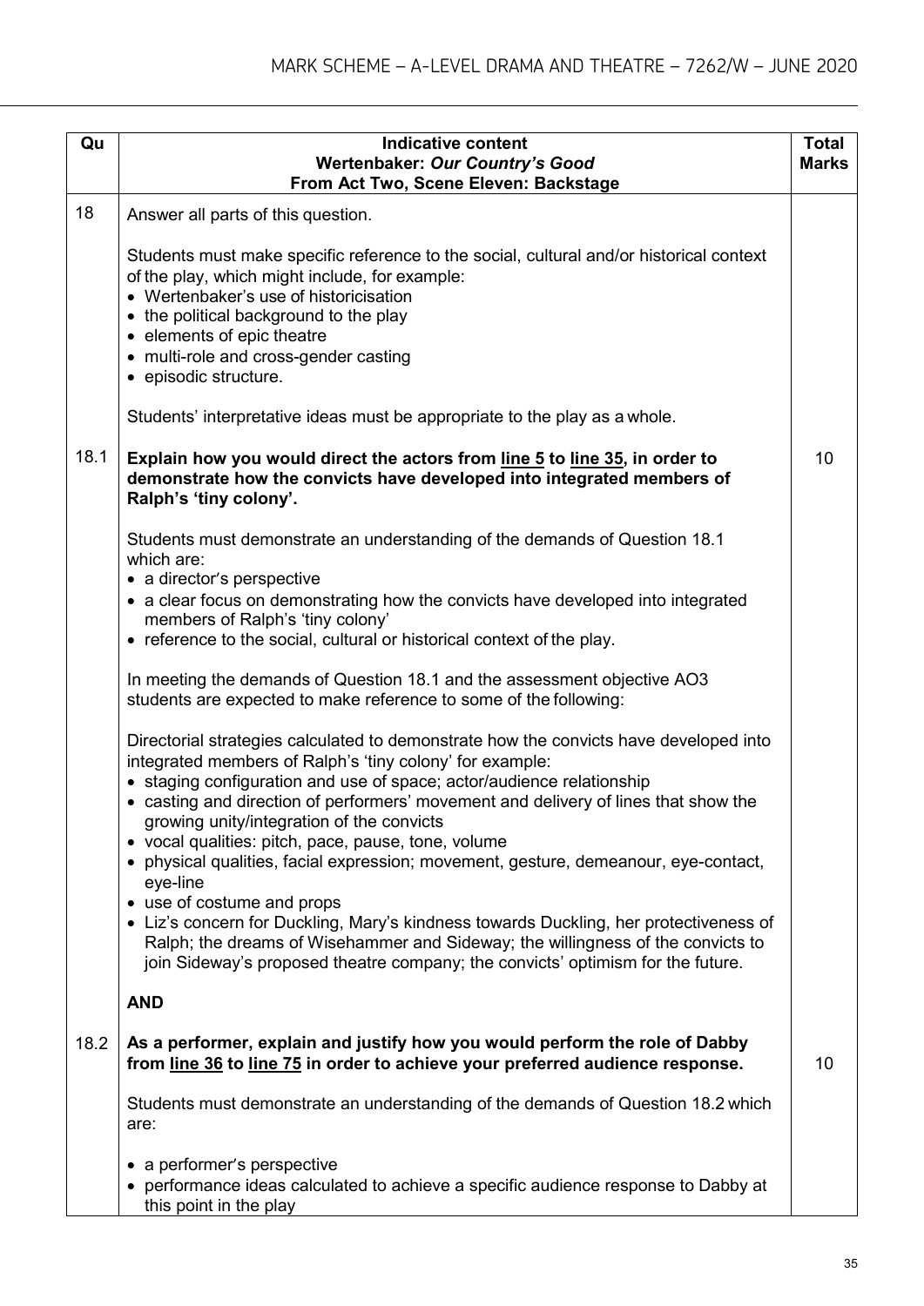| Qu | Indicative content<br>**Wertenbaker: *Our Country's Good***<br>**From Act Two, Scene Eleven: Backstage** | Total Marks |
|---|---|---|
| 18 | Answer all parts of this question.<br><br>Students must make specific reference to the social, cultural and/or historical context of the play, which might include, for example:<br>• Wertenbaker's use of historicisation<br>• the political background to the play<br>• elements of epic theatre<br>• multi-role and cross-gender casting<br>• episodic structure.<br><br>Students' interpretative ideas must be appropriate to the play as a whole. | |
| 18.1 | **Explain how you would direct the actors from <u>line 5</u> to <u>line 35</u>, in order to demonstrate how the convicts have developed into integrated members of Ralph's 'tiny colony'.**<br><br>Students must demonstrate an understanding of the demands of Question 18.1 which are:<br>• a director's perspective<br>• a clear focus on demonstrating how the convicts have developed into integrated members of Ralph's 'tiny colony'<br>• reference to the social, cultural or historical context of the play.<br><br>In meeting the demands of Question 18.1 and the assessment objective AO3 students are expected to make reference to some of the following:<br><br>Directorial strategies calculated to demonstrate how the convicts have developed into integrated members of Ralph's 'tiny colony' for example:<br>• staging configuration and use of space; actor/audience relationship<br>• casting and direction of performers' movement and delivery of lines that show the growing unity/integration of the convicts<br>• vocal qualities: pitch, pace, pause, tone, volume<br>• physical qualities, facial expression; movement, gesture, demeanour, eye-contact, eye-line<br>• use of costume and props<br>• Liz's concern for Duckling, Mary's kindness towards Duckling, her protectiveness of Ralph; the dreams of Wisehammer and Sideway; the willingness of the convicts to join Sideway's proposed theatre company; the convicts' optimism for the future.<br><br>**AND** | 10 |
| 18.2 | **As a performer, explain and justify how you would perform the role of Dabby from <u>line 36</u> to <u>line 75</u> in order to achieve your preferred audience response.**<br><br>Students must demonstrate an understanding of the demands of Question 18.2 which are:<br><br>• a performer's perspective<br>• performance ideas calculated to achieve a specific audience response to Dabby at this point in the play | 10 |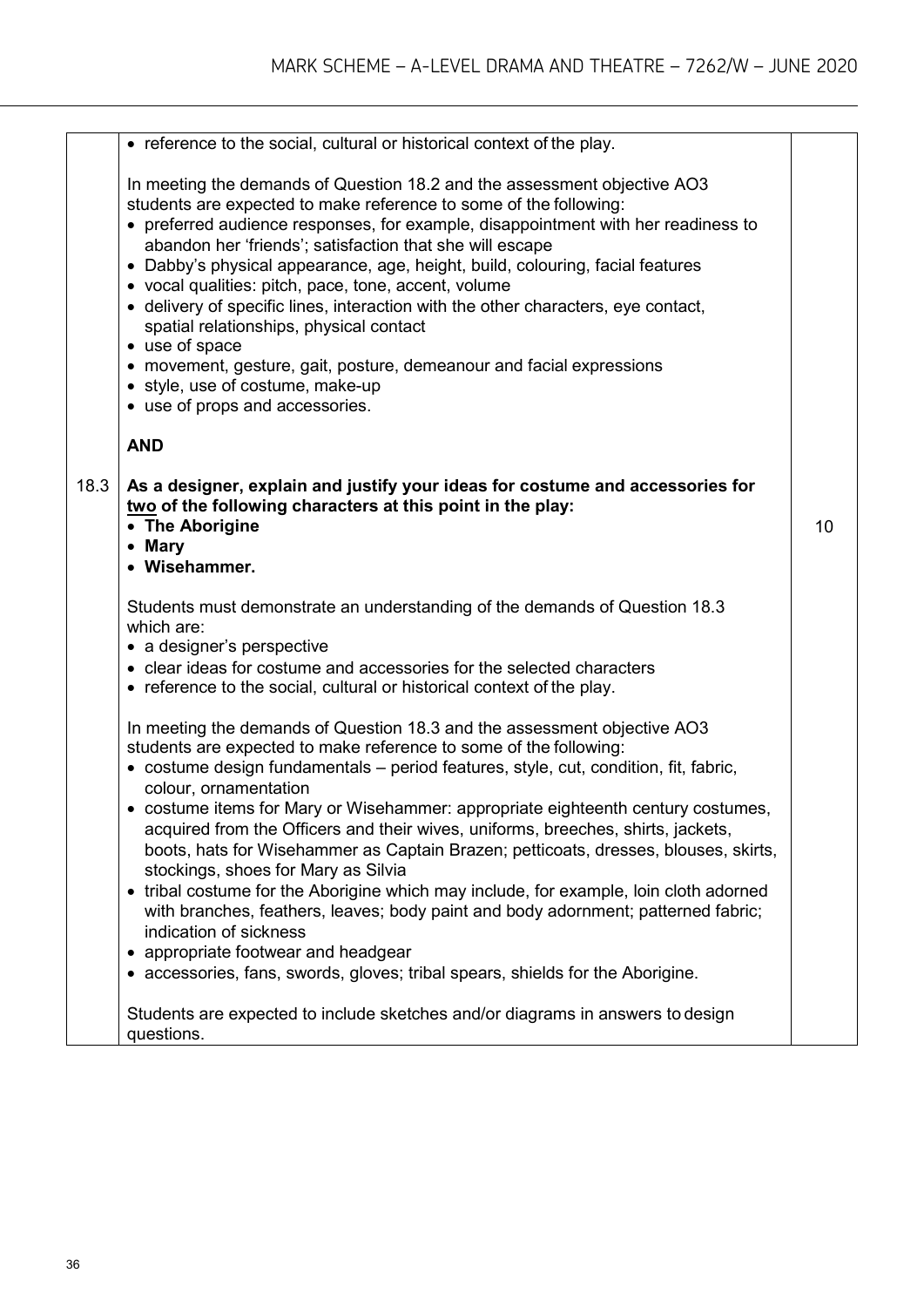| | | |
|---|---|---|
| | • reference to the social, cultural or historical context of the play.<br><br>In meeting the demands of Question 18.2 and the assessment objective AO3 students are expected to make reference to some of the following:<br>• preferred audience responses, for example, disappointment with her readiness to abandon her 'friends'; satisfaction that she will escape<br>• Dabby's physical appearance, age, height, build, colouring, facial features<br>• vocal qualities: pitch, pace, tone, accent, volume<br>• delivery of specific lines, interaction with the other characters, eye contact, spatial relationships, physical contact<br>• use of space<br>• movement, gesture, gait, posture, demeanour and facial expressions<br>• style, use of costume, make-up<br>• use of props and accessories.<br><br>**AND** | |
| 18.3 | **As a designer, explain and justify your ideas for costume and accessories for <u>two</u> of the following characters at this point in the play:**<br>• **The Aborigine**<br>• **Mary**<br>• **Wisehammer.**<br><br>Students must demonstrate an understanding of the demands of Question 18.3 which are:<br>• a designer's perspective<br>• clear ideas for costume and accessories for the selected characters<br>• reference to the social, cultural or historical context of the play.<br><br>In meeting the demands of Question 18.3 and the assessment objective AO3 students are expected to make reference to some of the following:<br>• costume design fundamentals – period features, style, cut, condition, fit, fabric, colour, ornamentation<br>• costume items for Mary or Wisehammer: appropriate eighteenth century costumes, acquired from the Officers and their wives, uniforms, breeches, shirts, jackets, boots, hats for Wisehammer as Captain Brazen; petticoats, dresses, blouses, skirts, stockings, shoes for Mary as Silvia<br>• tribal costume for the Aborigine which may include, for example, loin cloth adorned with branches, feathers, leaves; body paint and body adornment; patterned fabric; indication of sickness<br>• appropriate footwear and headgear<br>• accessories, fans, swords, gloves; tribal spears, shields for the Aborigine.<br><br>Students are expected to include sketches and/or diagrams in answers to design questions. | 10 |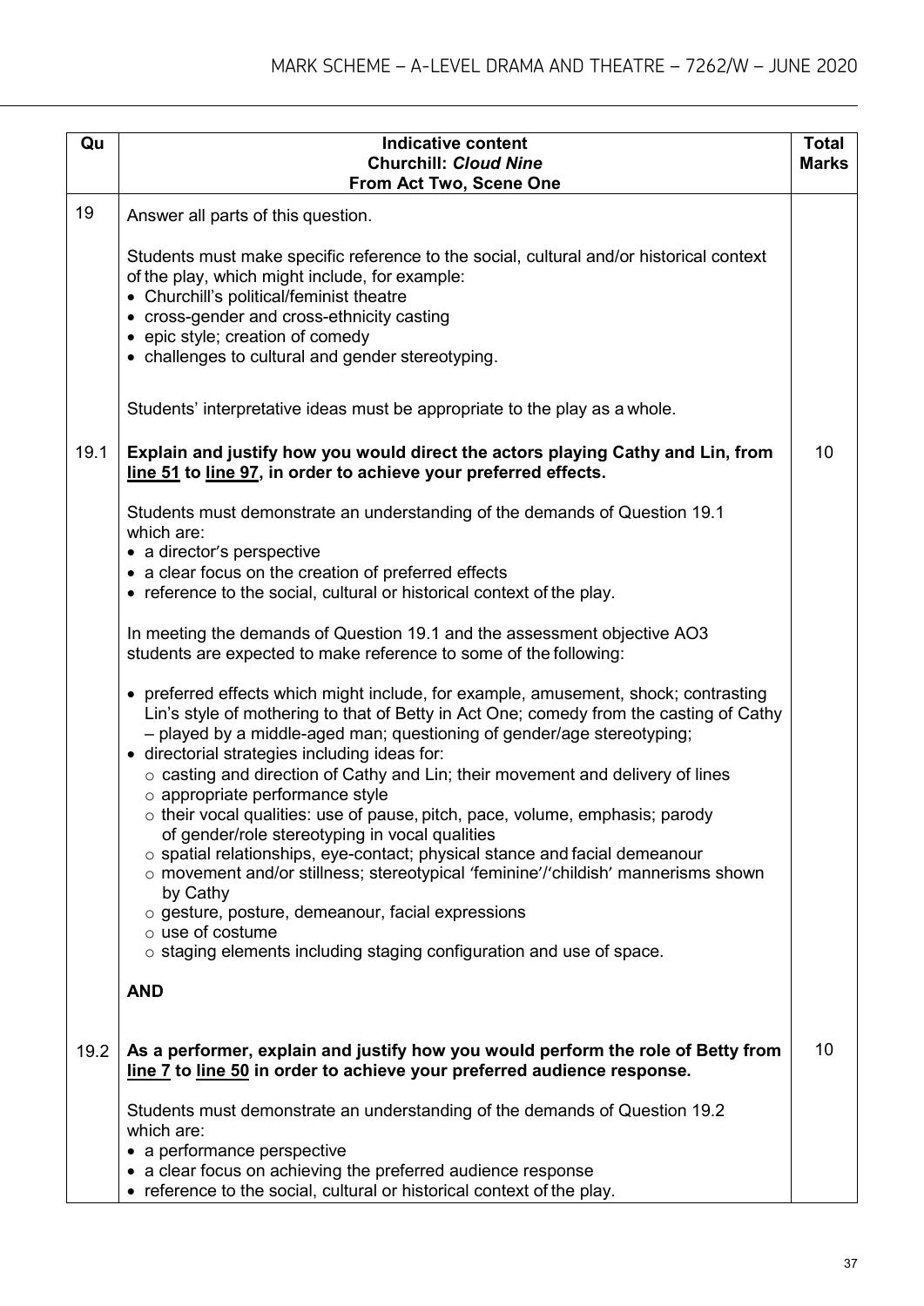| Qu | Indicative content<br>**Churchill: *Cloud Nine***<br>**From Act Two, Scene One** | Total Marks |
|---|---|---|
| 19 | Answer all parts of this question.<br><br>Students must make specific reference to the social, cultural and/or historical context of the play, which might include, for example:<br>• Churchill's political/feminist theatre<br>• cross-gender and cross-ethnicity casting<br>• epic style; creation of comedy<br>• challenges to cultural and gender stereotyping.<br><br>Students' interpretative ideas must be appropriate to the play as a whole. | |
| 19.1 | **Explain and justify how you would direct the actors playing Cathy and Lin, from <u>line 51</u> to <u>line 97</u>, in order to achieve your preferred effects.**<br><br>Students must demonstrate an understanding of the demands of Question 19.1 which are:<br>• a director's perspective<br>• a clear focus on the creation of preferred effects<br>• reference to the social, cultural or historical context of the play.<br><br>In meeting the demands of Question 19.1 and the assessment objective AO3 students are expected to make reference to some of the following:<br><br>• preferred effects which might include, for example, amusement, shock; contrasting Lin's style of mothering to that of Betty in Act One; comedy from the casting of Cathy – played by a middle-aged man; questioning of gender/age stereotyping;<br>• directorial strategies including ideas for:<br>&nbsp;&nbsp;○ casting and direction of Cathy and Lin; their movement and delivery of lines<br>&nbsp;&nbsp;○ appropriate performance style<br>&nbsp;&nbsp;○ their vocal qualities: use of pause, pitch, pace, volume, emphasis; parody of gender/role stereotyping in vocal qualities<br>&nbsp;&nbsp;○ spatial relationships, eye-contact; physical stance and facial demeanour<br>&nbsp;&nbsp;○ movement and/or stillness; stereotypical 'feminine'/'childish' mannerisms shown by Cathy<br>&nbsp;&nbsp;○ gesture, posture, demeanour, facial expressions<br>&nbsp;&nbsp;○ use of costume<br>&nbsp;&nbsp;○ staging elements including staging configuration and use of space.<br><br>**AND** | 10 |
| 19.2 | **As a performer, explain and justify how you would perform the role of Betty from <u>line 7</u> to <u>line 50</u> in order to achieve your preferred audience response.**<br><br>Students must demonstrate an understanding of the demands of Question 19.2 which are:<br>• a performance perspective<br>• a clear focus on achieving the preferred audience response<br>• reference to the social, cultural or historical context of the play. | 10 |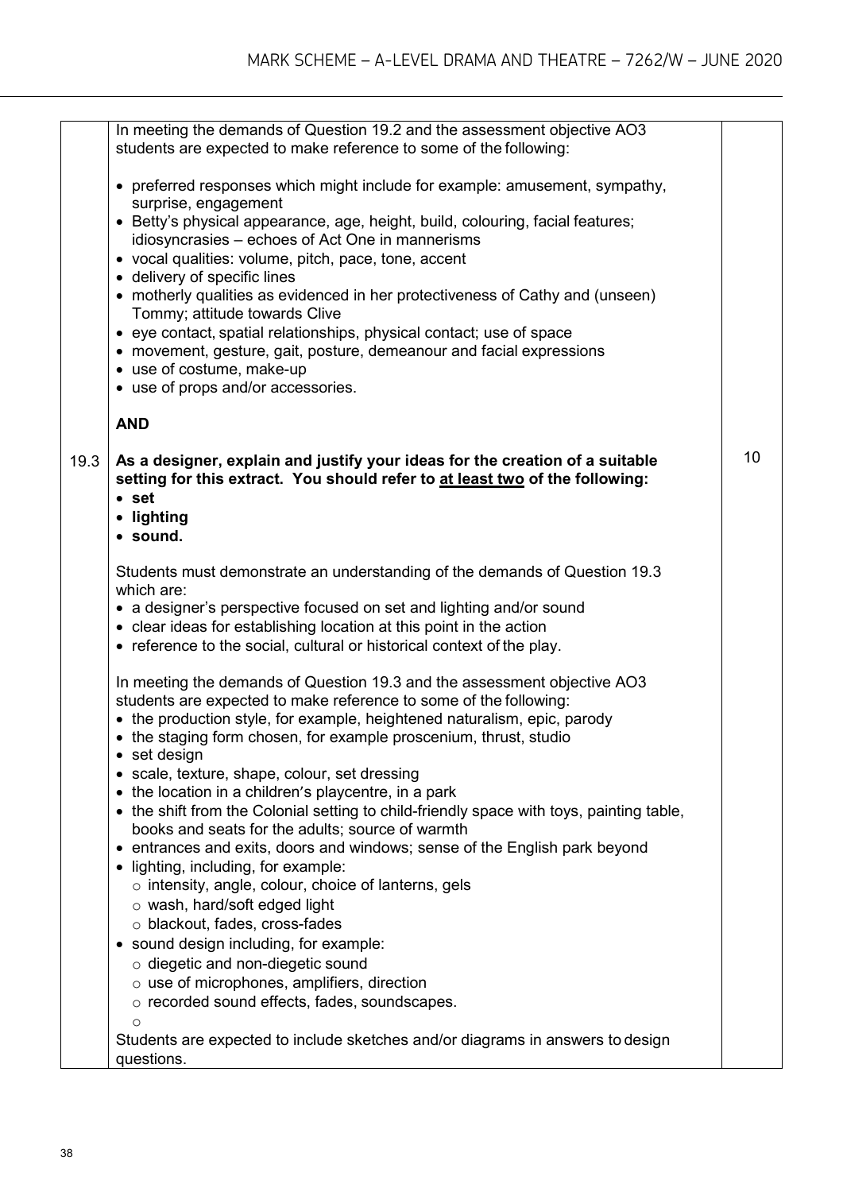| | | |
|---|---|---|
| | In meeting the demands of Question 19.2 and the assessment objective AO3 students are expected to make reference to some of the following:<br><br>• preferred responses which might include for example: amusement, sympathy, surprise, engagement<br>• Betty's physical appearance, age, height, build, colouring, facial features; idiosyncrasies – echoes of Act One in mannerisms<br>• vocal qualities: volume, pitch, pace, tone, accent<br>• delivery of specific lines<br>• motherly qualities as evidenced in her protectiveness of Cathy and (unseen) Tommy; attitude towards Clive<br>• eye contact, spatial relationships, physical contact; use of space<br>• movement, gesture, gait, posture, demeanour and facial expressions<br>• use of costume, make-up<br>• use of props and/or accessories.<br><br>**AND** | |
| 19.3 | **As a designer, explain and justify your ideas for the creation of a suitable setting for this extract. You should refer to at least two of the following:**<br>• **set**<br>• **lighting**<br>• **sound.**<br><br>Students must demonstrate an understanding of the demands of Question 19.3 which are:<br>• a designer's perspective focused on set and lighting and/or sound<br>• clear ideas for establishing location at this point in the action<br>• reference to the social, cultural or historical context of the play.<br><br>In meeting the demands of Question 19.3 and the assessment objective AO3 students are expected to make reference to some of the following:<br>• the production style, for example, heightened naturalism, epic, parody<br>• the staging form chosen, for example proscenium, thrust, studio<br>• set design<br>• scale, texture, shape, colour, set dressing<br>• the location in a children's playcentre, in a park<br>• the shift from the Colonial setting to child-friendly space with toys, painting table, books and seats for the adults; source of warmth<br>• entrances and exits, doors and windows; sense of the English park beyond<br>• lighting, including, for example:<br>&nbsp;&nbsp;○ intensity, angle, colour, choice of lanterns, gels<br>&nbsp;&nbsp;○ wash, hard/soft edged light<br>&nbsp;&nbsp;○ blackout, fades, cross-fades<br>• sound design including, for example:<br>&nbsp;&nbsp;○ diegetic and non-diegetic sound<br>&nbsp;&nbsp;○ use of microphones, amplifiers, direction<br>&nbsp;&nbsp;○ recorded sound effects, fades, soundscapes.<br>&nbsp;&nbsp;○<br>Students are expected to include sketches and/or diagrams in answers to design questions. | 10 |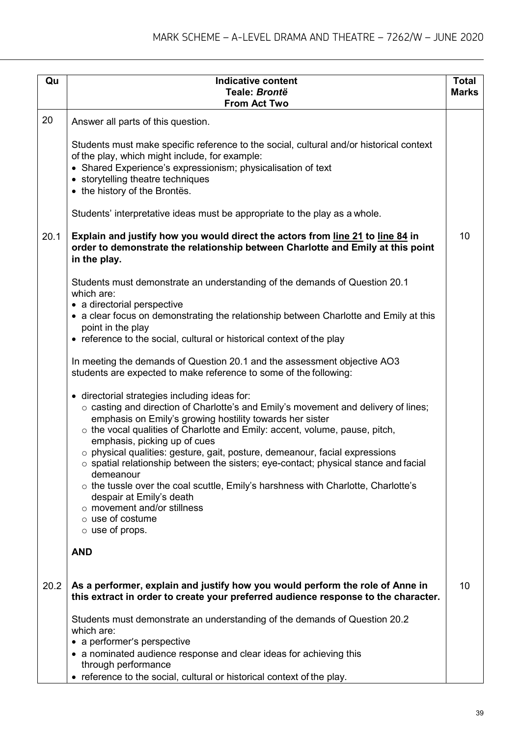| Qu | Indicative content<br>Teale: *Brontë*<br>From Act Two | Total Marks |
|---|---|---|
| 20 | Answer all parts of this question.<br><br>Students must make specific reference to the social, cultural and/or historical context of the play, which might include, for example:<br>• Shared Experience's expressionism; physicalisation of text<br>• storytelling theatre techniques<br>• the history of the Brontës.<br><br>Students' interpretative ideas must be appropriate to the play as a whole. | |
| 20.1 | **Explain and justify how you would direct the actors from line 21 to line 84 in order to demonstrate the relationship between Charlotte and Emily at this point in the play.**<br><br>Students must demonstrate an understanding of the demands of Question 20.1 which are:<br>• a directorial perspective<br>• a clear focus on demonstrating the relationship between Charlotte and Emily at this point in the play<br>• reference to the social, cultural or historical context of the play<br><br>In meeting the demands of Question 20.1 and the assessment objective AO3 students are expected to make reference to some of the following:<br><br>• directorial strategies including ideas for:<br>  ○ casting and direction of Charlotte's and Emily's movement and delivery of lines; emphasis on Emily's growing hostility towards her sister<br>  ○ the vocal qualities of Charlotte and Emily: accent, volume, pause, pitch, emphasis, picking up of cues<br>  ○ physical qualities: gesture, gait, posture, demeanour, facial expressions<br>  ○ spatial relationship between the sisters; eye-contact; physical stance and facial demeanour<br>  ○ the tussle over the coal scuttle, Emily's harshness with Charlotte, Charlotte's despair at Emily's death<br>  ○ movement and/or stillness<br>  ○ use of costume<br>  ○ use of props.<br><br>**AND** | 10 |
| 20.2 | **As a performer, explain and justify how you would perform the role of Anne in this extract in order to create your preferred audience response to the character.**<br><br>Students must demonstrate an understanding of the demands of Question 20.2 which are:<br>• a performer's perspective<br>• a nominated audience response and clear ideas for achieving this through performance<br>• reference to the social, cultural or historical context of the play. | 10 |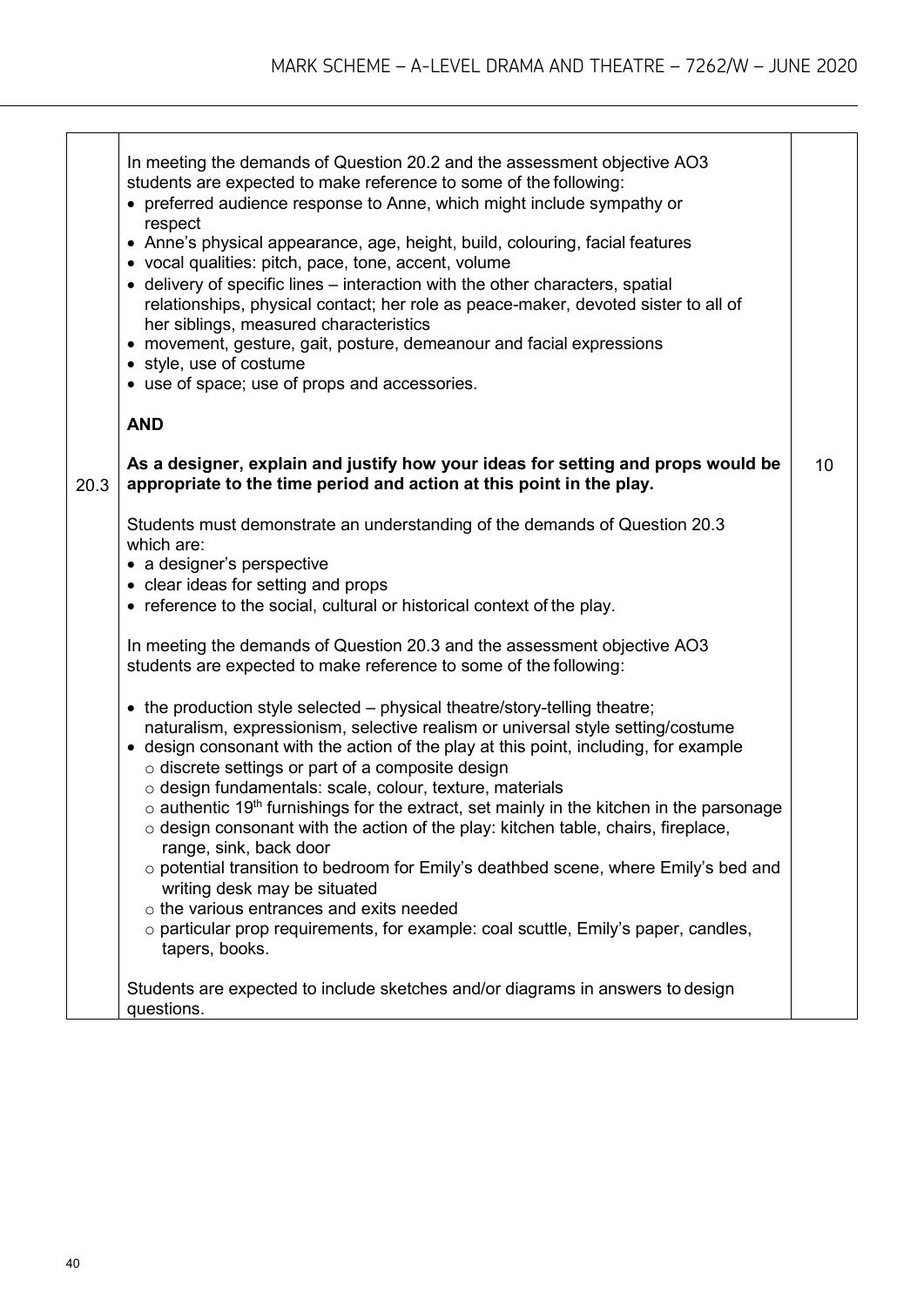| | | |
|---|---|---|
| | In meeting the demands of Question 20.2 and the assessment objective AO3 students are expected to make reference to some of the following:<br>• preferred audience response to Anne, which might include sympathy or respect<br>• Anne's physical appearance, age, height, build, colouring, facial features<br>• vocal qualities: pitch, pace, tone, accent, volume<br>• delivery of specific lines – interaction with the other characters, spatial relationships, physical contact; her role as peace-maker, devoted sister to all of her siblings, measured characteristics<br>• movement, gesture, gait, posture, demeanour and facial expressions<br>• style, use of costume<br>• use of space; use of props and accessories. | |
| 20.3 | **AND**<br><br>**As a designer, explain and justify how your ideas for setting and props would be appropriate to the time period and action at this point in the play.**<br><br>Students must demonstrate an understanding of the demands of Question 20.3 which are:<br>• a designer's perspective<br>• clear ideas for setting and props<br>• reference to the social, cultural or historical context of the play.<br><br>In meeting the demands of Question 20.3 and the assessment objective AO3 students are expected to make reference to some of the following:<br><br>• the production style selected – physical theatre/story-telling theatre; naturalism, expressionism, selective realism or universal style setting/costume<br>• design consonant with the action of the play at this point, including, for example<br>  ○ discrete settings or part of a composite design<br>  ○ design fundamentals: scale, colour, texture, materials<br>  ○ authentic 19th furnishings for the extract, set mainly in the kitchen in the parsonage<br>  ○ design consonant with the action of the play: kitchen table, chairs, fireplace, range, sink, back door<br>  ○ potential transition to bedroom for Emily's deathbed scene, where Emily's bed and writing desk may be situated<br>  ○ the various entrances and exits needed<br>  ○ particular prop requirements, for example: coal scuttle, Emily's paper, candles, tapers, books.<br><br>Students are expected to include sketches and/or diagrams in answers to design questions. | 10 |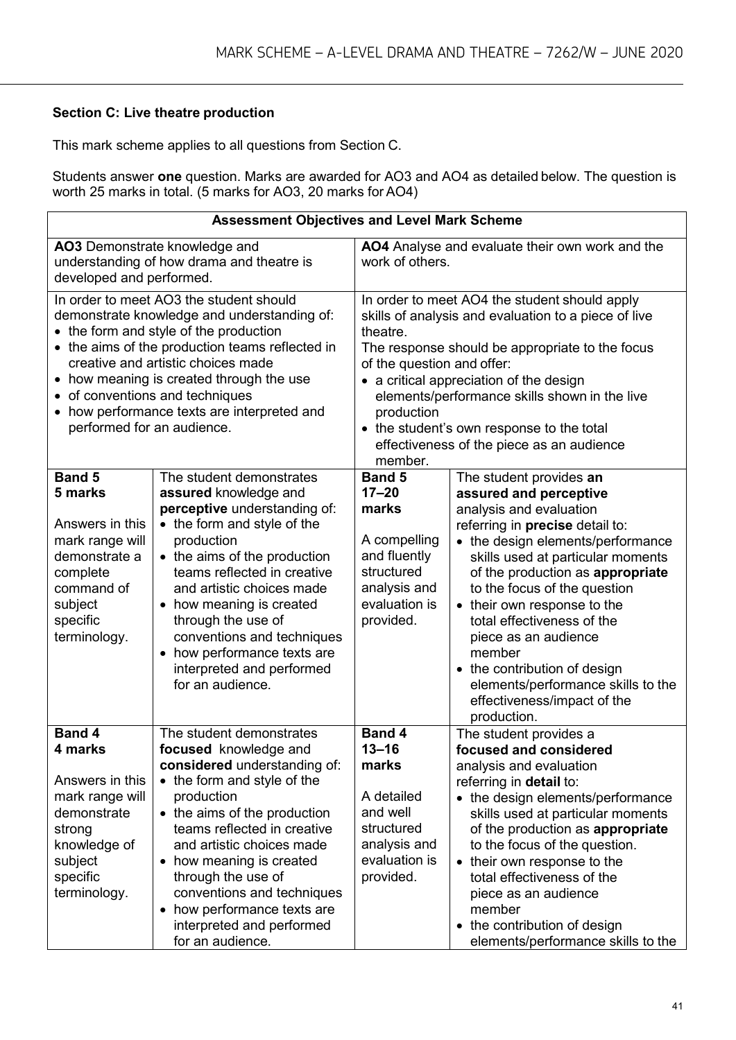**Section C: Live theatre production**

This mark scheme applies to all questions from Section C.

Students answer **one** question. Marks are awarded for AO3 and AO4 as detailed below. The question is worth 25 marks in total. (5 marks for AO3, 20 marks for AO4)

| **Assessment Objectives and Level Mark Scheme** | | | |
|---|---|---|---|
| **AO3** Demonstrate knowledge and understanding of how drama and theatre is developed and performed. | | **AO4** Analyse and evaluate their own work and the work of others. | |
| In order to meet AO3 the student should demonstrate knowledge and understanding of:<br>• the form and style of the production<br>• the aims of the production teams reflected in creative and artistic choices made<br>• how meaning is created through the use<br>• of conventions and techniques<br>• how performance texts are interpreted and performed for an audience. | | In order to meet AO4 the student should apply skills of analysis and evaluation to a piece of live theatre.<br>The response should be appropriate to the focus of the question and offer:<br>• a critical appreciation of the design elements/performance skills shown in the live production<br>• the student's own response to the total effectiveness of the piece as an audience member. | |
| **Band 5**<br>**5 marks**<br><br>Answers in this mark range will demonstrate a complete command of subject specific terminology. | The student demonstrates **assured** knowledge and **perceptive** understanding of:<br>• the form and style of the production<br>• the aims of the production teams reflected in creative and artistic choices made<br>• how meaning is created through the use of conventions and techniques<br>• how performance texts are interpreted and performed for an audience. | **Band 5**<br>**17–20 marks**<br><br>A compelling and fluently structured analysis and evaluation is provided. | The student provides **an assured and perceptive** analysis and evaluation referring in **precise** detail to:<br>• the design elements/performance skills used at particular moments of the production as **appropriate** to the focus of the question<br>• their own response to the total effectiveness of the piece as an audience member<br>• the contribution of design elements/performance skills to the effectiveness/impact of the production. |
| **Band 4**<br>**4 marks**<br><br>Answers in this mark range will demonstrate strong knowledge of subject specific terminology. | The student demonstrates **focused** knowledge and **considered** understanding of:<br>• the form and style of the production<br>• the aims of the production teams reflected in creative and artistic choices made<br>• how meaning is created through the use of conventions and techniques<br>• how performance texts are interpreted and performed for an audience. | **Band 4**<br>**13–16 marks**<br><br>A detailed and well structured analysis and evaluation is provided. | The student provides a **focused and considered** analysis and evaluation referring in **detail** to:<br>• the design elements/performance skills used at particular moments of the production as **appropriate** to the focus of the question.<br>• their own response to the total effectiveness of the piece as an audience member<br>• the contribution of design elements/performance skills to the |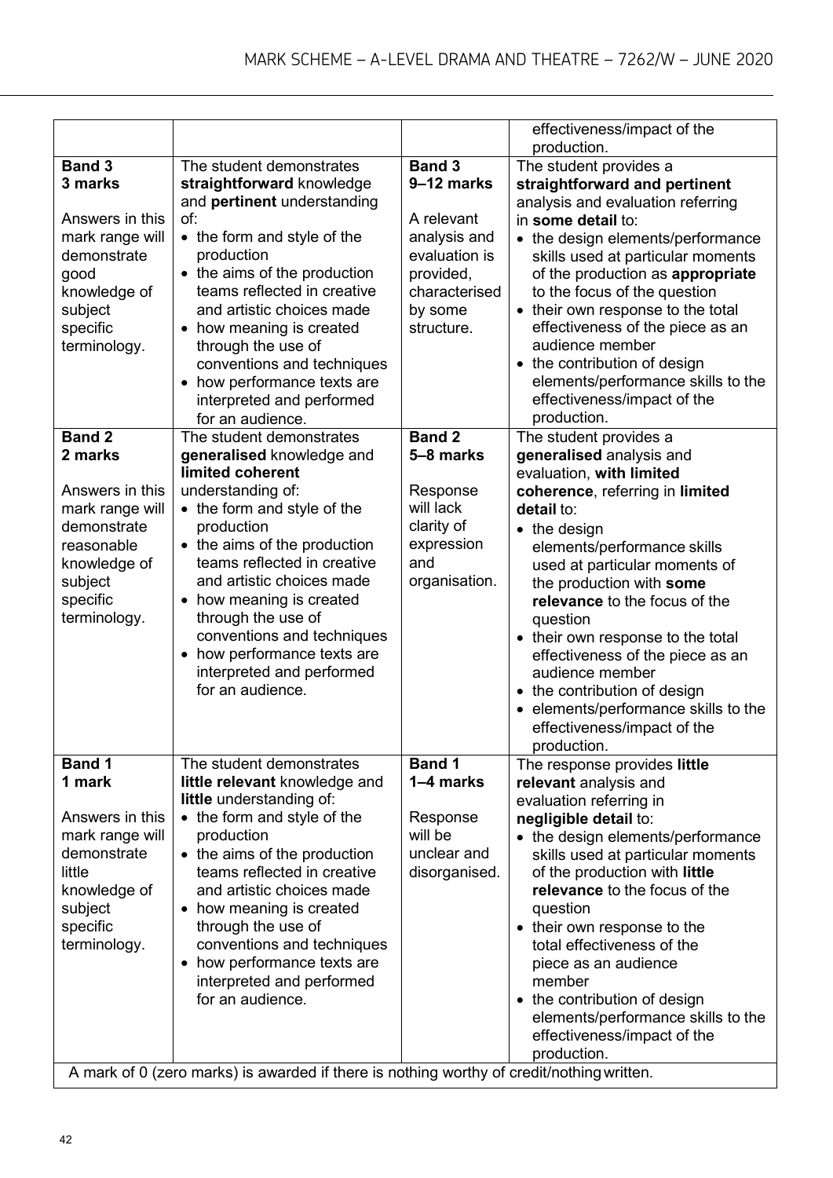| | | | |
|---|---|---|---|
| | | | effectiveness/impact of the production. |
| **Band 3**<br>**3 marks**<br><br>Answers in this mark range will demonstrate good knowledge of subject specific terminology. | The student demonstrates **straightforward** knowledge and **pertinent** understanding of:<br>• the form and style of the production<br>• the aims of the production teams reflected in creative and artistic choices made<br>• how meaning is created through the use of conventions and techniques<br>• how performance texts are interpreted and performed for an audience. | **Band 3**<br>**9–12 marks**<br><br>A relevant analysis and evaluation is provided, characterised by some structure. | The student provides a **straightforward and pertinent** analysis and evaluation referring in **some detail** to:<br>• the design elements/performance skills used at particular moments of the production as **appropriate** to the focus of the question<br>• their own response to the total effectiveness of the piece as an audience member<br>• the contribution of design elements/performance skills to the effectiveness/impact of the production. |
| **Band 2**<br>**2 marks**<br><br>Answers in this mark range will demonstrate reasonable knowledge of subject specific terminology. | The student demonstrates **generalised** knowledge and **limited coherent** understanding of:<br>• the form and style of the production<br>• the aims of the production teams reflected in creative and artistic choices made<br>• how meaning is created through the use of conventions and techniques<br>• how performance texts are interpreted and performed for an audience. | **Band 2**<br>**5–8 marks**<br><br>Response will lack clarity of expression and organisation. | The student provides a **generalised** analysis and evaluation, **with limited coherence**, referring in **limited detail** to:<br>• the design elements/performance skills used at particular moments of the production with **some relevance** to the focus of the question<br>• their own response to the total effectiveness of the piece as an audience member<br>• the contribution of design<br>• elements/performance skills to the effectiveness/impact of the production. |
| **Band 1**<br>**1 mark**<br><br>Answers in this mark range will demonstrate little knowledge of subject specific terminology. | The student demonstrates **little relevant** knowledge and **little** understanding of:<br>• the form and style of the production<br>• the aims of the production teams reflected in creative and artistic choices made<br>• how meaning is created through the use of conventions and techniques<br>• how performance texts are interpreted and performed for an audience. | **Band 1**<br>**1–4 marks**<br><br>Response will be unclear and disorganised. | The response provides **little relevant** analysis and evaluation referring in **negligible detail** to:<br>• the design elements/performance skills used at particular moments of the production with **little relevance** to the focus of the question<br>• their own response to the total effectiveness of the piece as an audience member<br>• the contribution of design elements/performance skills to the effectiveness/impact of the production. |
| A mark of 0 (zero marks) is awarded if there is nothing worthy of credit/nothing written. | | | |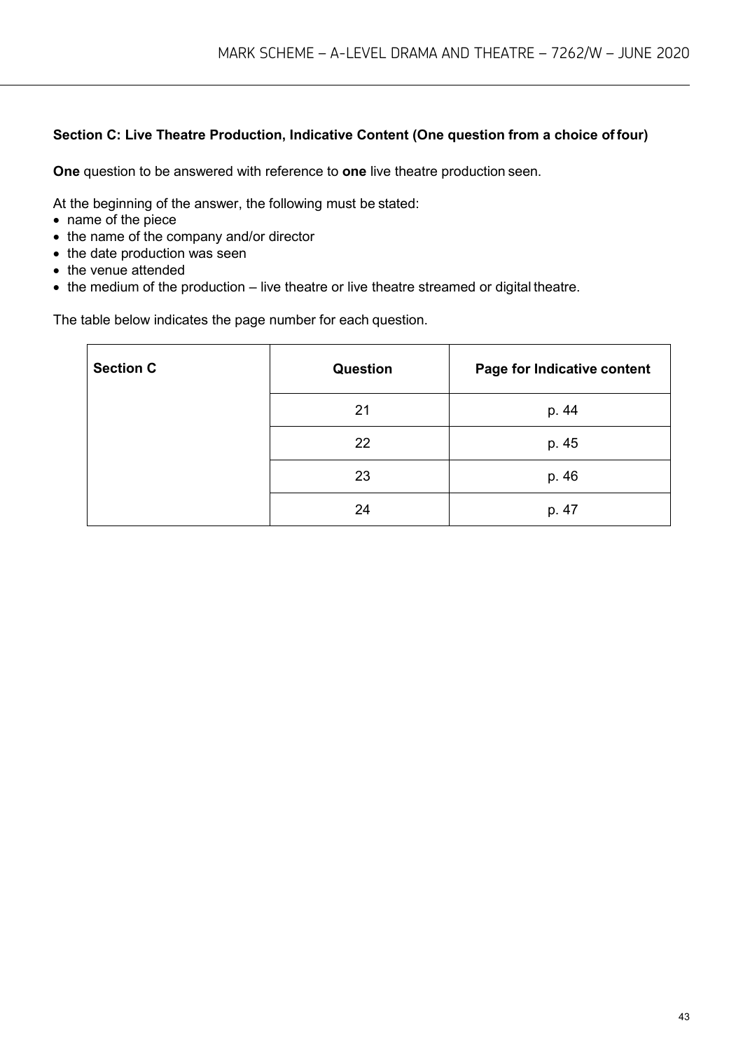**Section C: Live Theatre Production, Indicative Content (One question from a choice of four)**

**One** question to be answered with reference to **one** live theatre production seen.

At the beginning of the answer, the following must be stated:

- name of the piece
- the name of the company and/or director
- the date production was seen
- the venue attended
- the medium of the production – live theatre or live theatre streamed or digital theatre.

The table below indicates the page number for each question.

| Section C | Question | Page for Indicative content |
|---|---|---|
| | 21 | p. 44 |
| | 22 | p. 45 |
| | 23 | p. 46 |
| | 24 | p. 47 |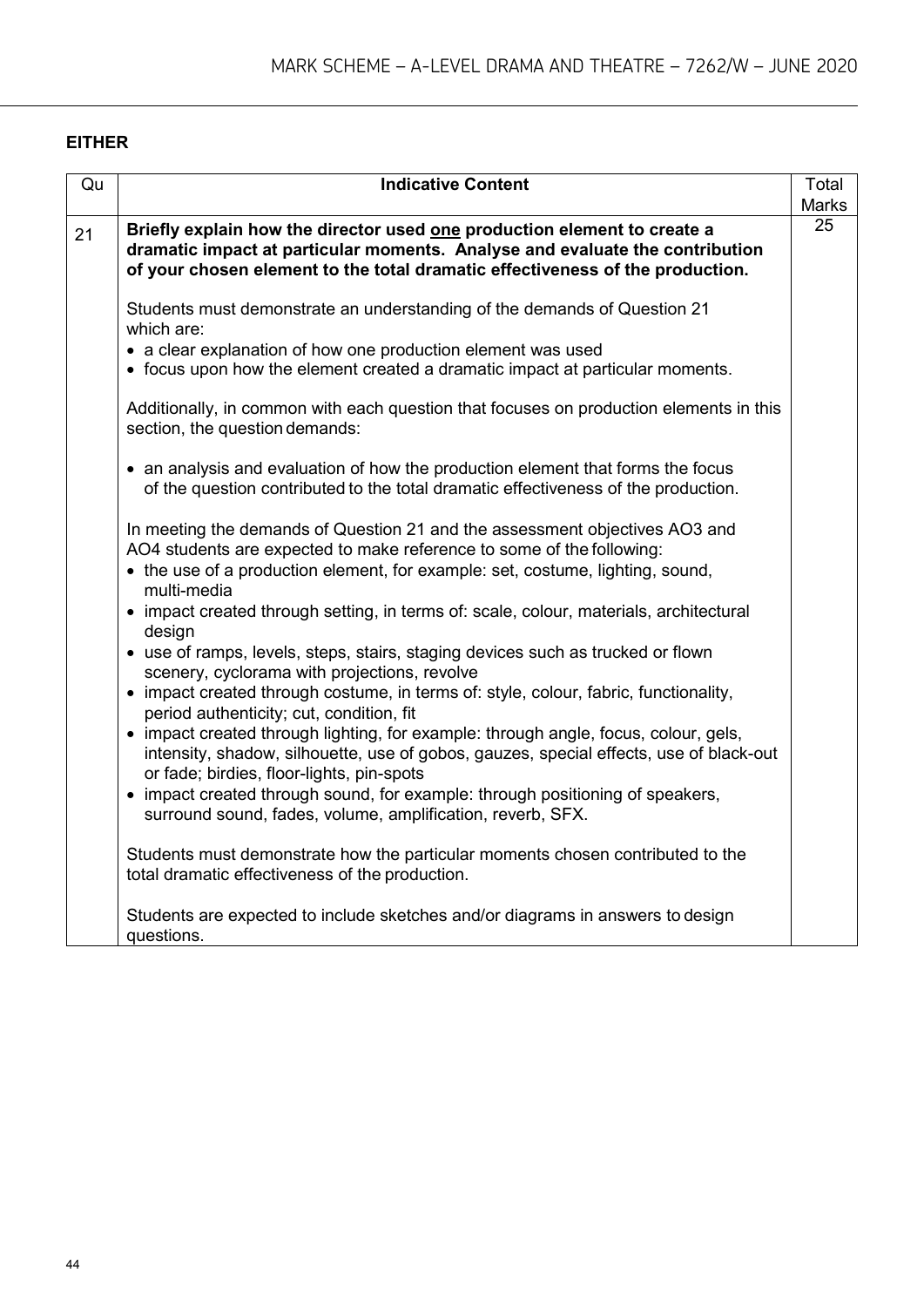**EITHER**

| Qu | Indicative Content | Total Marks |
|---|---|---|
| 21 | **Briefly explain how the director used <u>one</u> production element to create a dramatic impact at particular moments. Analyse and evaluate the contribution of your chosen element to the total dramatic effectiveness of the production.**<br><br>Students must demonstrate an understanding of the demands of Question 21 which are:<br>• a clear explanation of how one production element was used<br>• focus upon how the element created a dramatic impact at particular moments.<br><br>Additionally, in common with each question that focuses on production elements in this section, the question demands:<br><br>• an analysis and evaluation of how the production element that forms the focus of the question contributed to the total dramatic effectiveness of the production.<br><br>In meeting the demands of Question 21 and the assessment objectives AO3 and AO4 students are expected to make reference to some of the following:<br>• the use of a production element, for example: set, costume, lighting, sound, multi-media<br>• impact created through setting, in terms of: scale, colour, materials, architectural design<br>• use of ramps, levels, steps, stairs, staging devices such as trucked or flown scenery, cyclorama with projections, revolve<br>• impact created through costume, in terms of: style, colour, fabric, functionality, period authenticity; cut, condition, fit<br>• impact created through lighting, for example: through angle, focus, colour, gels, intensity, shadow, silhouette, use of gobos, gauzes, special effects, use of black-out or fade; birdies, floor-lights, pin-spots<br>• impact created through sound, for example: through positioning of speakers, surround sound, fades, volume, amplification, reverb, SFX.<br><br>Students must demonstrate how the particular moments chosen contributed to the total dramatic effectiveness of the production.<br><br>Students are expected to include sketches and/or diagrams in answers to design questions. | 25 |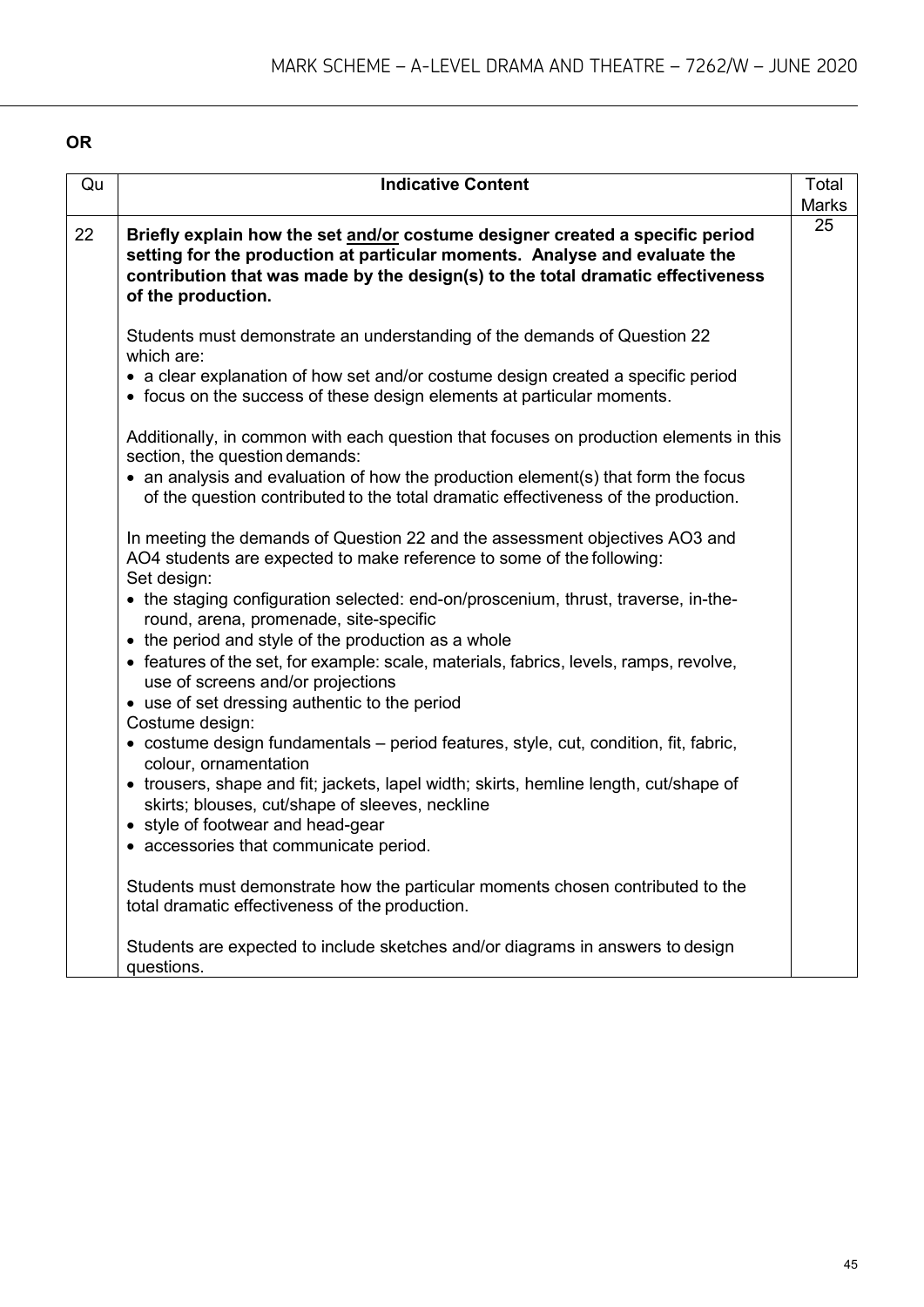**OR**

| Qu | Indicative Content | Total Marks |
| --- | --- | --- |
| 22 | **Briefly explain how the set <u>and/or</u> costume designer created a specific period setting for the production at particular moments. Analyse and evaluate the contribution that was made by the design(s) to the total dramatic effectiveness of the production.**<br><br>Students must demonstrate an understanding of the demands of Question 22 which are:<br>• a clear explanation of how set and/or costume design created a specific period<br>• focus on the success of these design elements at particular moments.<br><br>Additionally, in common with each question that focuses on production elements in this section, the question demands:<br>• an analysis and evaluation of how the production element(s) that form the focus of the question contributed to the total dramatic effectiveness of the production.<br><br>In meeting the demands of Question 22 and the assessment objectives AO3 and AO4 students are expected to make reference to some of the following:<br>Set design:<br>• the staging configuration selected: end-on/proscenium, thrust, traverse, in-the-round, arena, promenade, site-specific<br>• the period and style of the production as a whole<br>• features of the set, for example: scale, materials, fabrics, levels, ramps, revolve, use of screens and/or projections<br>• use of set dressing authentic to the period<br>Costume design:<br>• costume design fundamentals – period features, style, cut, condition, fit, fabric, colour, ornamentation<br>• trousers, shape and fit; jackets, lapel width; skirts, hemline length, cut/shape of skirts; blouses, cut/shape of sleeves, neckline<br>• style of footwear and head-gear<br>• accessories that communicate period.<br><br>Students must demonstrate how the particular moments chosen contributed to the total dramatic effectiveness of the production.<br><br>Students are expected to include sketches and/or diagrams in answers to design questions. | 25 |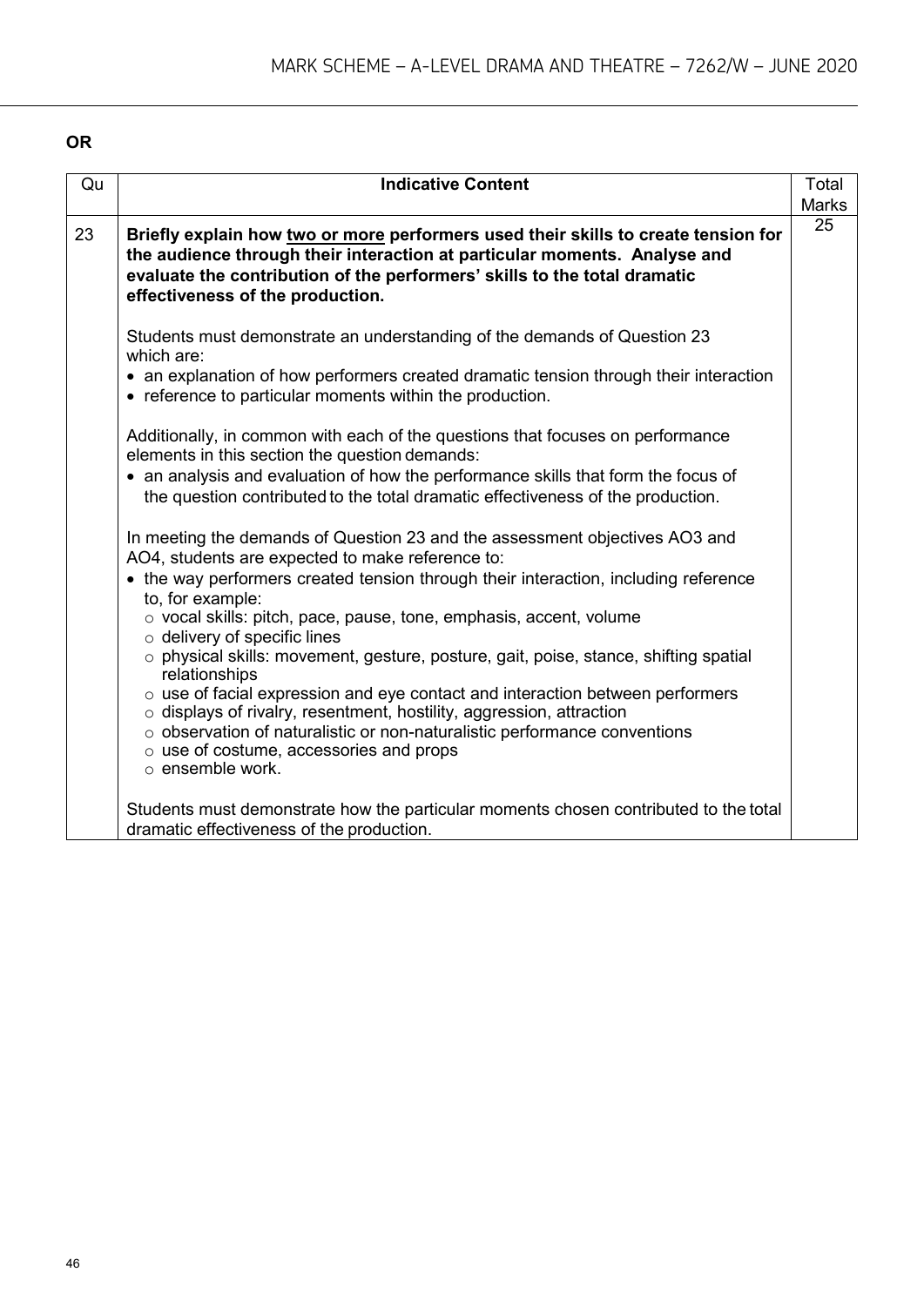**OR**

| Qu | Indicative Content | Total Marks |
|---|---|---|
| 23 | **Briefly explain how <u>two or more</u> performers used their skills to create tension for the audience through their interaction at particular moments. Analyse and evaluate the contribution of the performers' skills to the total dramatic effectiveness of the production.**<br><br>Students must demonstrate an understanding of the demands of Question 23 which are:<br>• an explanation of how performers created dramatic tension through their interaction<br>• reference to particular moments within the production.<br><br>Additionally, in common with each of the questions that focuses on performance elements in this section the question demands:<br>• an analysis and evaluation of how the performance skills that form the focus of the question contributed to the total dramatic effectiveness of the production.<br><br>In meeting the demands of Question 23 and the assessment objectives AO3 and AO4, students are expected to make reference to:<br>• the way performers created tension through their interaction, including reference to, for example:<br>○ vocal skills: pitch, pace, pause, tone, emphasis, accent, volume<br>○ delivery of specific lines<br>○ physical skills: movement, gesture, posture, gait, poise, stance, shifting spatial relationships<br>○ use of facial expression and eye contact and interaction between performers<br>○ displays of rivalry, resentment, hostility, aggression, attraction<br>○ observation of naturalistic or non-naturalistic performance conventions<br>○ use of costume, accessories and props<br>○ ensemble work.<br><br>Students must demonstrate how the particular moments chosen contributed to the total dramatic effectiveness of the production. | 25 |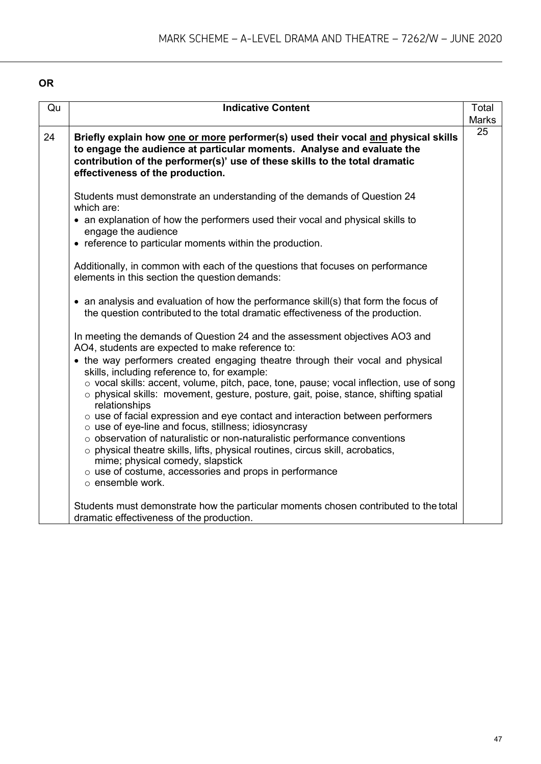**OR**

| Qu | Indicative Content | Total Marks |
|---|---|---|
| 24 | **Briefly explain how <u>one or more</u> performer(s) used their vocal <u>and</u> physical skills to engage the audience at particular moments. Analyse and evaluate the contribution of the performer(s)' use of these skills to the total dramatic effectiveness of the production.**<br><br>Students must demonstrate an understanding of the demands of Question 24 which are:<br>• an explanation of how the performers used their vocal and physical skills to engage the audience<br>• reference to particular moments within the production.<br><br>Additionally, in common with each of the questions that focuses on performance elements in this section the question demands:<br><br>• an analysis and evaluation of how the performance skill(s) that form the focus of the question contributed to the total dramatic effectiveness of the production.<br><br>In meeting the demands of Question 24 and the assessment objectives AO3 and AO4, students are expected to make reference to:<br>• the way performers created engaging theatre through their vocal and physical skills, including reference to, for example:<br>○ vocal skills: accent, volume, pitch, pace, tone, pause; vocal inflection, use of song<br>○ physical skills: movement, gesture, posture, gait, poise, stance, shifting spatial relationships<br>○ use of facial expression and eye contact and interaction between performers<br>○ use of eye-line and focus, stillness; idiosyncrasy<br>○ observation of naturalistic or non-naturalistic performance conventions<br>○ physical theatre skills, lifts, physical routines, circus skill, acrobatics, mime; physical comedy, slapstick<br>○ use of costume, accessories and props in performance<br>○ ensemble work.<br><br>Students must demonstrate how the particular moments chosen contributed to the total dramatic effectiveness of the production. | 25 |